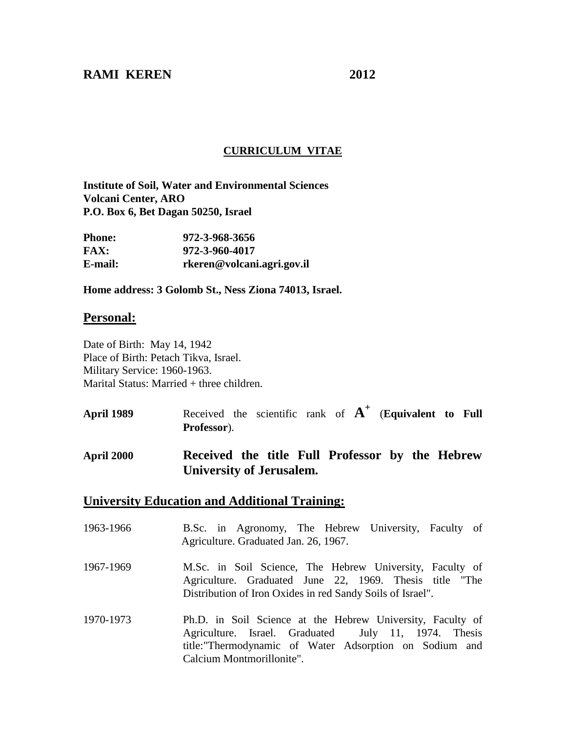**RAMI KEREN** **2012**

**CURRICULUM VITAE**

**Institute of Soil, Water and Environmental Sciences**
**Volcani Center, ARO**
**P.O. Box 6, Bet Dagan 50250, Israel**

| | |
|---|---|
| **Phone:** | **972-3-968-3656** |
| **FAX:** | **972-3-960-4017** |
| **E-mail:** | **rkeren@volcani.agri.gov.il** |

**Home address: 3 Golomb St., Ness Ziona 74013, Israel.**

## Personal:

Date of Birth: May 14, 1942
Place of Birth: Petach Tikva, Israel.
Military Service: 1960-1963.
Marital Status: Married + three children.

**April 1989** Received the scientific rank of $\mathbf{A^+}$ (**Equivalent to Full Professor**).

**April 2000** **Received the title Full Professor by the Hebrew University of Jerusalem.**

## University Education and Additional Training:

1963-1966 B.Sc. in Agronomy, The Hebrew University, Faculty of Agriculture. Graduated Jan. 26, 1967.

1967-1969 M.Sc. in Soil Science, The Hebrew University, Faculty of Agriculture. Graduated June 22, 1969. Thesis title "The Distribution of Iron Oxides in red Sandy Soils of Israel".

1970-1973 Ph.D. in Soil Science at the Hebrew University, Faculty of Agriculture. Israel. Graduated July 11, 1974. Thesis title:"Thermodynamic of Water Adsorption on Sodium and Calcium Montmorillonite".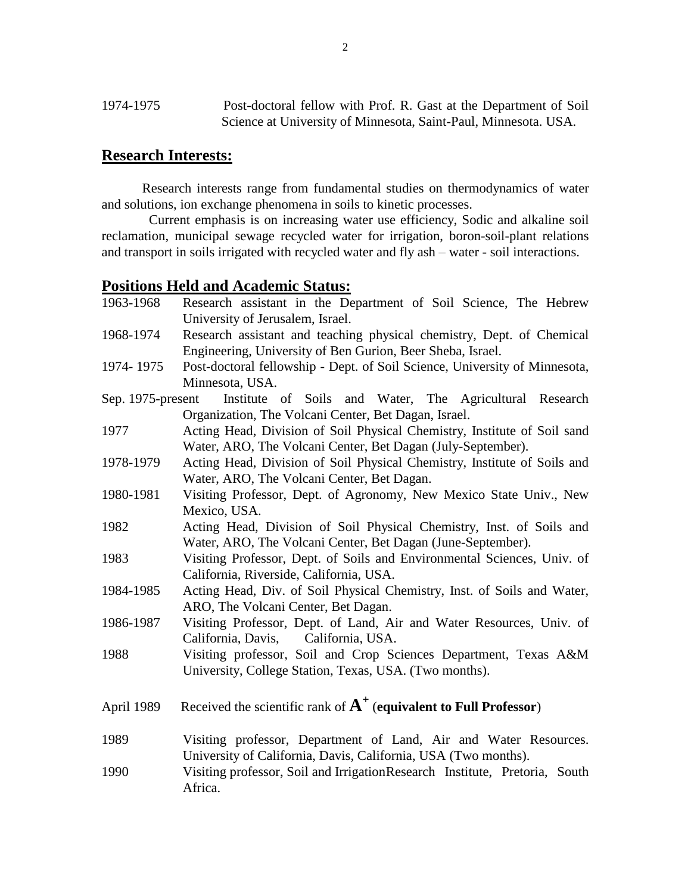1974-1975 Post-doctoral fellow with Prof. R. Gast at the Department of Soil Science at University of Minnesota, Saint-Paul, Minnesota. USA.

## Research Interests:

Research interests range from fundamental studies on thermodynamics of water and solutions, ion exchange phenomena in soils to kinetic processes.

Current emphasis is on increasing water use efficiency, Sodic and alkaline soil reclamation, municipal sewage recycled water for irrigation, boron-soil-plant relations and transport in soils irrigated with recycled water and fly ash – water - soil interactions.

## Positions Held and Academic Status:

1963-1968 Research assistant in the Department of Soil Science, The Hebrew University of Jerusalem, Israel.

1968-1974 Research assistant and teaching physical chemistry, Dept. of Chemical Engineering, University of Ben Gurion, Beer Sheba, Israel.

1974- 1975 Post-doctoral fellowship - Dept. of Soil Science, University of Minnesota, Minnesota, USA.

Sep. 1975-present Institute of Soils and Water, The Agricultural Research Organization, The Volcani Center, Bet Dagan, Israel.

1977 Acting Head, Division of Soil Physical Chemistry, Institute of Soil sand Water, ARO, The Volcani Center, Bet Dagan (July-September).

1978-1979 Acting Head, Division of Soil Physical Chemistry, Institute of Soils and Water, ARO, The Volcani Center, Bet Dagan.

1980-1981 Visiting Professor, Dept. of Agronomy, New Mexico State Univ., New Mexico, USA.

1982 Acting Head, Division of Soil Physical Chemistry, Inst. of Soils and Water, ARO, The Volcani Center, Bet Dagan (June-September).

1983 Visiting Professor, Dept. of Soils and Environmental Sciences, Univ. of California, Riverside, California, USA.

1984-1985 Acting Head, Div. of Soil Physical Chemistry, Inst. of Soils and Water, ARO, The Volcani Center, Bet Dagan.

1986-1987 Visiting Professor, Dept. of Land, Air and Water Resources, Univ. of California, Davis, California, USA.

1988 Visiting professor, Soil and Crop Sciences Department, Texas A&M University, College Station, Texas, USA. (Two months).

April 1989 Received the scientific rank of $\mathbf{A^{+}}$ (**equivalent to Full Professor**)

1989 Visiting professor, Department of Land, Air and Water Resources. University of California, Davis, California, USA (Two months).

1990 Visiting professor, Soil and IrrigationResearch Institute, Pretoria, South Africa.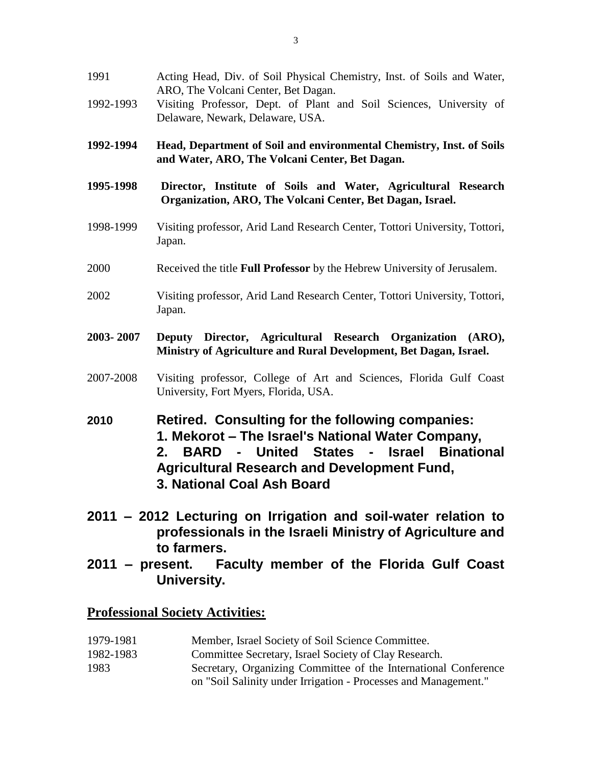1991 Acting Head, Div. of Soil Physical Chemistry, Inst. of Soils and Water, ARO, The Volcani Center, Bet Dagan.

1992-1993 Visiting Professor, Dept. of Plant and Soil Sciences, University of Delaware, Newark, Delaware, USA.

**1992-1994 Head, Department of Soil and environmental Chemistry, Inst. of Soils and Water, ARO, The Volcani Center, Bet Dagan.**

**1995-1998 Director, Institute of Soils and Water, Agricultural Research Organization, ARO, The Volcani Center, Bet Dagan, Israel.**

1998-1999 Visiting professor, Arid Land Research Center, Tottori University, Tottori, Japan.

2000 Received the title **Full Professor** by the Hebrew University of Jerusalem.

2002 Visiting professor, Arid Land Research Center, Tottori University, Tottori, Japan.

**2003- 2007 Deputy Director, Agricultural Research Organization (ARO), Ministry of Agriculture and Rural Development, Bet Dagan, Israel.**

2007-2008 Visiting professor, College of Art and Sciences, Florida Gulf Coast University, Fort Myers, Florida, USA.

**2010 Retired. Consulting for the following companies:**
**1. Mekorot – The Israel's National Water Company,**
**2. BARD - United States - Israel Binational Agricultural Research and Development Fund,**
**3. National Coal Ash Board**

**2011 – 2012 Lecturing on Irrigation and soil-water relation to professionals in the Israeli Ministry of Agriculture and to farmers.**

**2011 – present. Faculty member of the Florida Gulf Coast University.**

## Professional Society Activities:

1979-1981 Member, Israel Society of Soil Science Committee.

1982-1983 Committee Secretary, Israel Society of Clay Research.

1983 Secretary, Organizing Committee of the International Conference on "Soil Salinity under Irrigation - Processes and Management."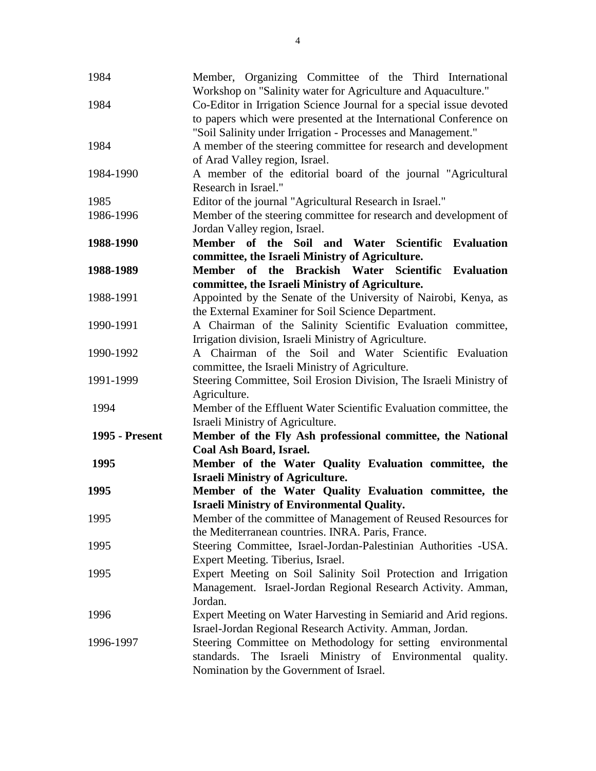| | |
|---|---|
| 1984 | Member, Organizing Committee of the Third International Workshop on "Salinity water for Agriculture and Aquaculture." |
| 1984 | Co-Editor in Irrigation Science Journal for a special issue devoted to papers which were presented at the International Conference on "Soil Salinity under Irrigation - Processes and Management." |
| 1984 | A member of the steering committee for research and development of Arad Valley region, Israel. |
| 1984-1990 | A member of the editorial board of the journal "Agricultural Research in Israel." |
| 1985 | Editor of the journal "Agricultural Research in Israel." |
| 1986-1996 | Member of the steering committee for research and development of Jordan Valley region, Israel. |
| **1988-1990** | **Member of the Soil and Water Scientific Evaluation committee, the Israeli Ministry of Agriculture.** |
| **1988-1989** | **Member of the Brackish Water Scientific Evaluation committee, the Israeli Ministry of Agriculture.** |
| 1988-1991 | Appointed by the Senate of the University of Nairobi, Kenya, as the External Examiner for Soil Science Department. |
| 1990-1991 | A Chairman of the Salinity Scientific Evaluation committee, Irrigation division, Israeli Ministry of Agriculture. |
| 1990-1992 | A Chairman of the Soil and Water Scientific Evaluation committee, the Israeli Ministry of Agriculture. |
| 1991-1999 | Steering Committee, Soil Erosion Division, The Israeli Ministry of Agriculture. |
| 1994 | Member of the Effluent Water Scientific Evaluation committee, the Israeli Ministry of Agriculture. |
| **1995 - Present** | **Member of the Fly Ash professional committee, the National Coal Ash Board, Israel.** |
| **1995** | **Member of the Water Quality Evaluation committee, the Israeli Ministry of Agriculture.** |
| **1995** | **Member of the Water Quality Evaluation committee, the Israeli Ministry of Environmental Quality.** |
| 1995 | Member of the committee of Management of Reused Resources for the Mediterranean countries. INRA. Paris, France. |
| 1995 | Steering Committee, Israel-Jordan-Palestinian Authorities -USA. Expert Meeting. Tiberius, Israel. |
| 1995 | Expert Meeting on Soil Salinity Soil Protection and Irrigation Management. Israel-Jordan Regional Research Activity. Amman, Jordan. |
| 1996 | Expert Meeting on Water Harvesting in Semiarid and Arid regions. Israel-Jordan Regional Research Activity. Amman, Jordan. |
| 1996-1997 | Steering Committee on Methodology for setting environmental standards. The Israeli Ministry of Environmental quality. Nomination by the Government of Israel. |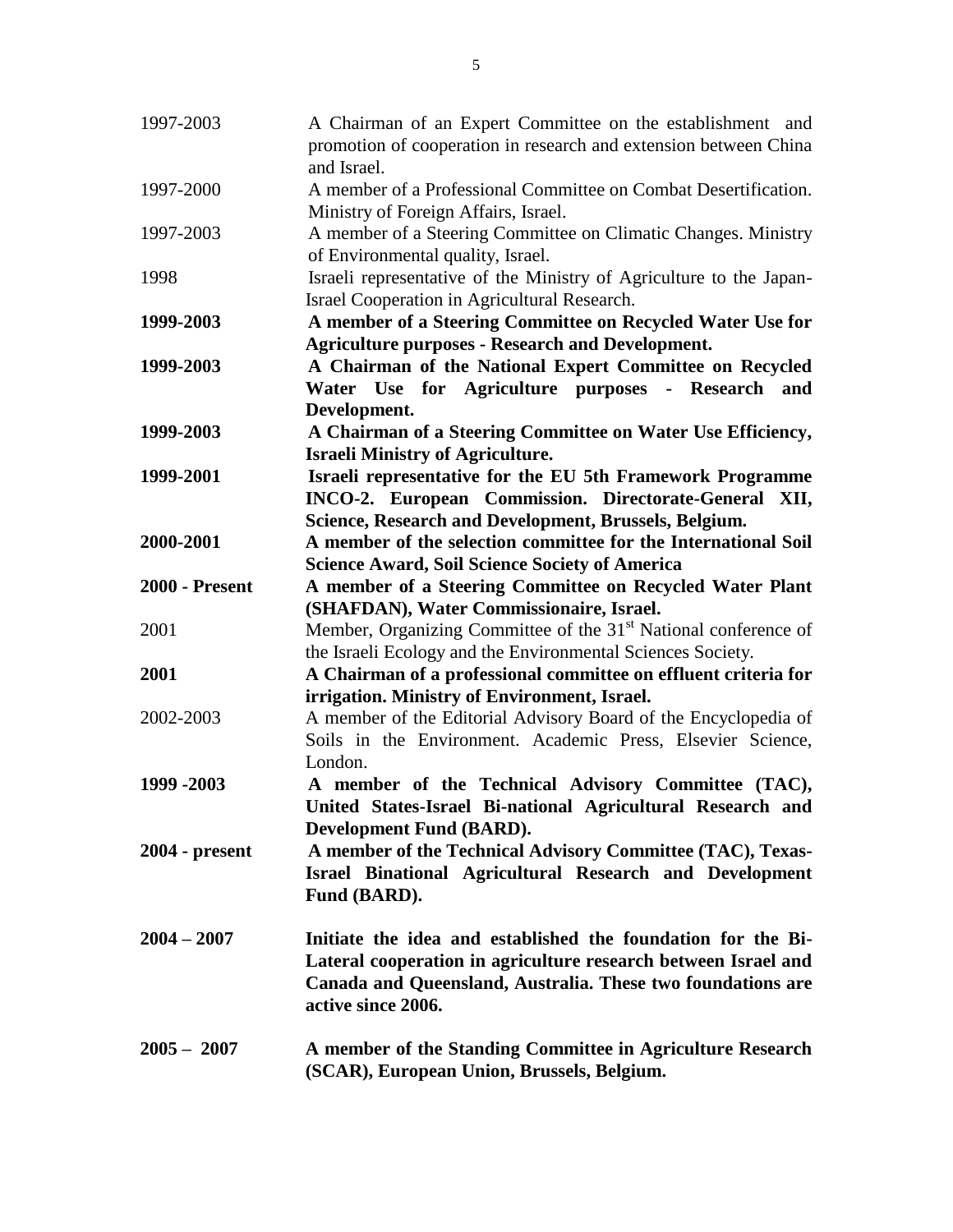| | |
|---|---|
| 1997-2003 | A Chairman of an Expert Committee on the establishment and promotion of cooperation in research and extension between China and Israel. |
| 1997-2000 | A member of a Professional Committee on Combat Desertification. Ministry of Foreign Affairs, Israel. |
| 1997-2003 | A member of a Steering Committee on Climatic Changes. Ministry of Environmental quality, Israel. |
| 1998 | Israeli representative of the Ministry of Agriculture to the Japan-Israel Cooperation in Agricultural Research. |
| **1999-2003** | **A member of a Steering Committee on Recycled Water Use for Agriculture purposes - Research and Development.** |
| **1999-2003** | **A Chairman of the National Expert Committee on Recycled Water Use for Agriculture purposes - Research and Development.** |
| **1999-2003** | **A Chairman of a Steering Committee on Water Use Efficiency, Israeli Ministry of Agriculture.** |
| **1999-2001** | **Israeli representative for the EU 5th Framework Programme INCO-2. European Commission. Directorate-General XII, Science, Research and Development, Brussels, Belgium.** |
| **2000-2001** | **A member of the selection committee for the International Soil Science Award, Soil Science Society of America** |
| **2000 - Present** | **A member of a Steering Committee on Recycled Water Plant (SHAFDAN), Water Commissionaire, Israel.** |
| 2001 | Member, Organizing Committee of the 31st National conference of the Israeli Ecology and the Environmental Sciences Society. |
| **2001** | **A Chairman of a professional committee on effluent criteria for irrigation. Ministry of Environment, Israel.** |
| 2002-2003 | A member of the Editorial Advisory Board of the Encyclopedia of Soils in the Environment. Academic Press, Elsevier Science, London. |
| **1999 -2003** | **A member of the Technical Advisory Committee (TAC), United States-Israel Bi-national Agricultural Research and Development Fund (BARD).** |
| **2004 - present** | **A member of the Technical Advisory Committee (TAC), Texas-Israel Binational Agricultural Research and Development Fund (BARD).** |
| **2004 – 2007** | **Initiate the idea and established the foundation for the Bi-Lateral cooperation in agriculture research between Israel and Canada and Queensland, Australia. These two foundations are active since 2006.** |
| **2005 – 2007** | **A member of the Standing Committee in Agriculture Research (SCAR), European Union, Brussels, Belgium.** |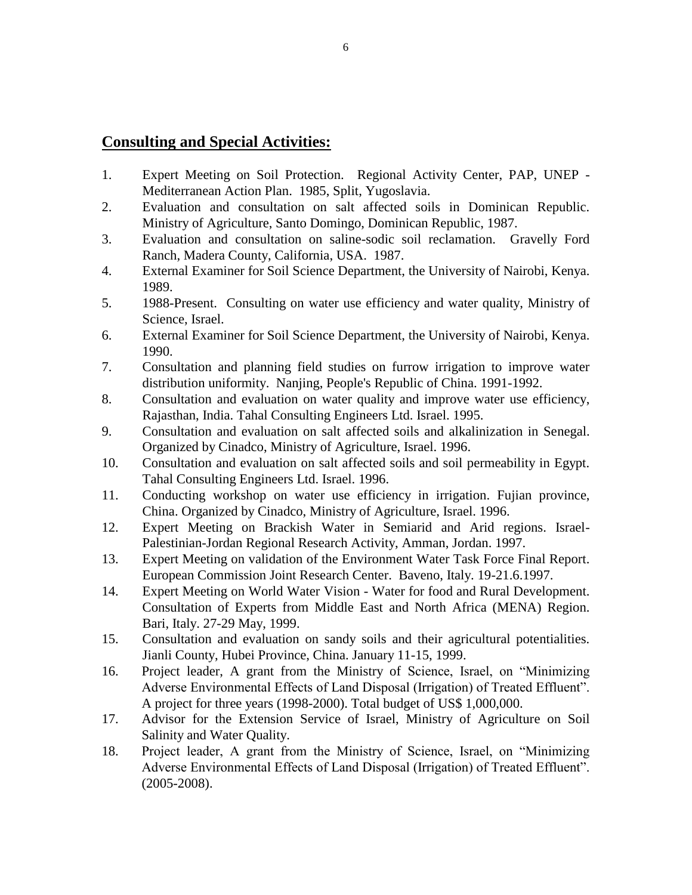## Consulting and Special Activities:

1. Expert Meeting on Soil Protection. Regional Activity Center, PAP, UNEP - Mediterranean Action Plan. 1985, Split, Yugoslavia.
2. Evaluation and consultation on salt affected soils in Dominican Republic. Ministry of Agriculture, Santo Domingo, Dominican Republic, 1987.
3. Evaluation and consultation on saline-sodic soil reclamation. Gravelly Ford Ranch, Madera County, California, USA. 1987.
4. External Examiner for Soil Science Department, the University of Nairobi, Kenya. 1989.
5. 1988-Present. Consulting on water use efficiency and water quality, Ministry of Science, Israel.
6. External Examiner for Soil Science Department, the University of Nairobi, Kenya. 1990.
7. Consultation and planning field studies on furrow irrigation to improve water distribution uniformity. Nanjing, People's Republic of China. 1991-1992.
8. Consultation and evaluation on water quality and improve water use efficiency, Rajasthan, India. Tahal Consulting Engineers Ltd. Israel. 1995.
9. Consultation and evaluation on salt affected soils and alkalinization in Senegal. Organized by Cinadco, Ministry of Agriculture, Israel. 1996.
10. Consultation and evaluation on salt affected soils and soil permeability in Egypt. Tahal Consulting Engineers Ltd. Israel. 1996.
11. Conducting workshop on water use efficiency in irrigation. Fujian province, China. Organized by Cinadco, Ministry of Agriculture, Israel. 1996.
12. Expert Meeting on Brackish Water in Semiarid and Arid regions. Israel-Palestinian-Jordan Regional Research Activity, Amman, Jordan. 1997.
13. Expert Meeting on validation of the Environment Water Task Force Final Report. European Commission Joint Research Center. Baveno, Italy. 19-21.6.1997.
14. Expert Meeting on World Water Vision - Water for food and Rural Development. Consultation of Experts from Middle East and North Africa (MENA) Region. Bari, Italy. 27-29 May, 1999.
15. Consultation and evaluation on sandy soils and their agricultural potentialities. Jianli County, Hubei Province, China. January 11-15, 1999.
16. Project leader, A grant from the Ministry of Science, Israel, on "Minimizing Adverse Environmental Effects of Land Disposal (Irrigation) of Treated Effluent". A project for three years (1998-2000). Total budget of US$ 1,000,000.
17. Advisor for the Extension Service of Israel, Ministry of Agriculture on Soil Salinity and Water Quality.
18. Project leader, A grant from the Ministry of Science, Israel, on "Minimizing Adverse Environmental Effects of Land Disposal (Irrigation) of Treated Effluent". (2005-2008).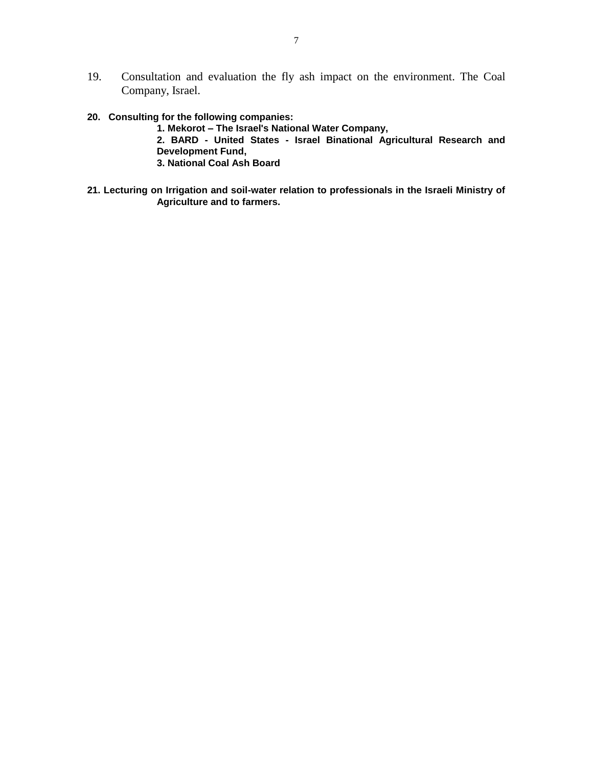19. Consultation and evaluation the fly ash impact on the environment. The Coal Company, Israel.

**20. Consulting for the following companies:**

**1. Mekorot – The Israel's National Water Company,**

**2. BARD - United States - Israel Binational Agricultural Research and Development Fund,**

**3. National Coal Ash Board**

**21. Lecturing on Irrigation and soil-water relation to professionals in the Israeli Ministry of Agriculture and to farmers.**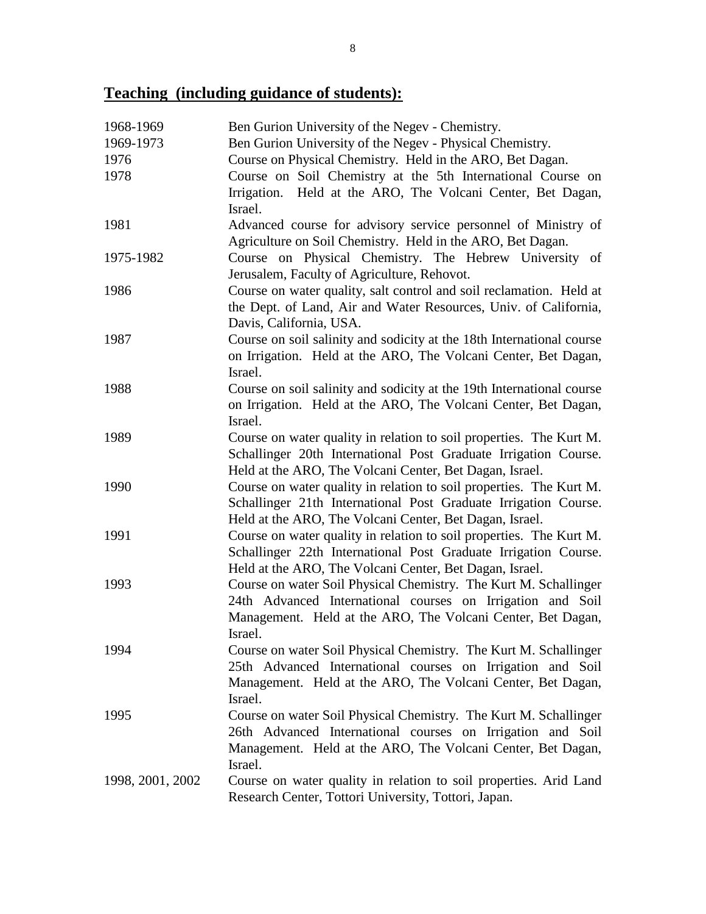## Teaching (including guidance of students):

| | |
|---|---|
| 1968-1969 | Ben Gurion University of the Negev - Chemistry. |
| 1969-1973 | Ben Gurion University of the Negev - Physical Chemistry. |
| 1976 | Course on Physical Chemistry. Held in the ARO, Bet Dagan. |
| 1978 | Course on Soil Chemistry at the 5th International Course on Irrigation. Held at the ARO, The Volcani Center, Bet Dagan, Israel. |
| 1981 | Advanced course for advisory service personnel of Ministry of Agriculture on Soil Chemistry. Held in the ARO, Bet Dagan. |
| 1975-1982 | Course on Physical Chemistry. The Hebrew University of Jerusalem, Faculty of Agriculture, Rehovot. |
| 1986 | Course on water quality, salt control and soil reclamation. Held at the Dept. of Land, Air and Water Resources, Univ. of California, Davis, California, USA. |
| 1987 | Course on soil salinity and sodicity at the 18th International course on Irrigation. Held at the ARO, The Volcani Center, Bet Dagan, Israel. |
| 1988 | Course on soil salinity and sodicity at the 19th International course on Irrigation. Held at the ARO, The Volcani Center, Bet Dagan, Israel. |
| 1989 | Course on water quality in relation to soil properties. The Kurt M. Schallinger 20th International Post Graduate Irrigation Course. Held at the ARO, The Volcani Center, Bet Dagan, Israel. |
| 1990 | Course on water quality in relation to soil properties. The Kurt M. Schallinger 21th International Post Graduate Irrigation Course. Held at the ARO, The Volcani Center, Bet Dagan, Israel. |
| 1991 | Course on water quality in relation to soil properties. The Kurt M. Schallinger 22th International Post Graduate Irrigation Course. Held at the ARO, The Volcani Center, Bet Dagan, Israel. |
| 1993 | Course on water Soil Physical Chemistry. The Kurt M. Schallinger 24th Advanced International courses on Irrigation and Soil Management. Held at the ARO, The Volcani Center, Bet Dagan, Israel. |
| 1994 | Course on water Soil Physical Chemistry. The Kurt M. Schallinger 25th Advanced International courses on Irrigation and Soil Management. Held at the ARO, The Volcani Center, Bet Dagan, Israel. |
| 1995 | Course on water Soil Physical Chemistry. The Kurt M. Schallinger 26th Advanced International courses on Irrigation and Soil Management. Held at the ARO, The Volcani Center, Bet Dagan, Israel. |
| 1998, 2001, 2002 | Course on water quality in relation to soil properties. Arid Land Research Center, Tottori University, Tottori, Japan. |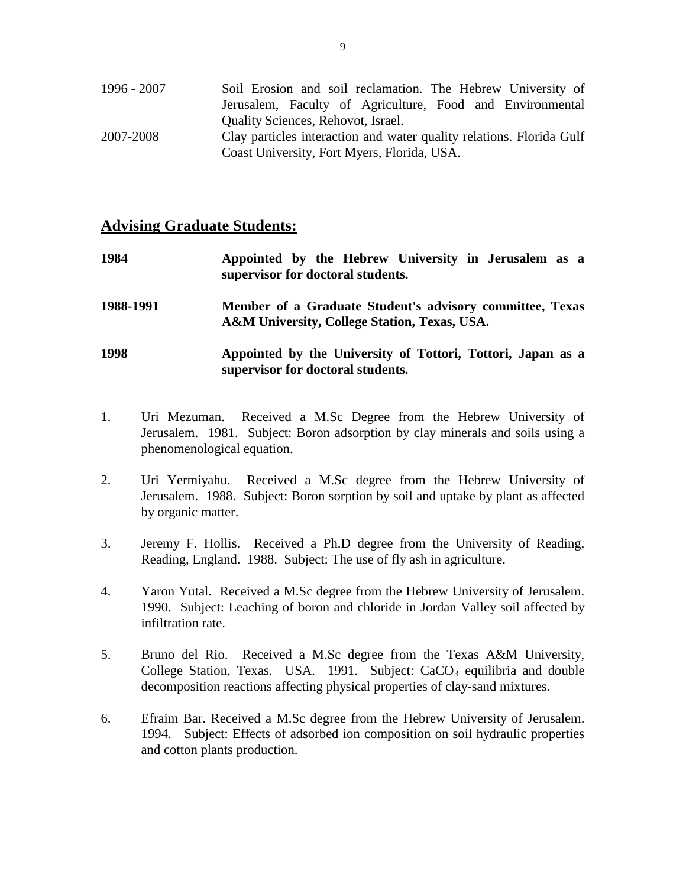1996 - 2007 Soil Erosion and soil reclamation. The Hebrew University of Jerusalem, Faculty of Agriculture, Food and Environmental Quality Sciences, Rehovot, Israel.

2007-2008 Clay particles interaction and water quality relations. Florida Gulf Coast University, Fort Myers, Florida, USA.

## Advising Graduate Students:

**1984** **Appointed by the Hebrew University in Jerusalem as a supervisor for doctoral students.**

**1988-1991** **Member of a Graduate Student's advisory committee, Texas A&M University, College Station, Texas, USA.**

**1998** **Appointed by the University of Tottori, Tottori, Japan as a supervisor for doctoral students.**

1. Uri Mezuman. Received a M.Sc Degree from the Hebrew University of Jerusalem. 1981. Subject: Boron adsorption by clay minerals and soils using a phenomenological equation.

2. Uri Yermiyahu. Received a M.Sc degree from the Hebrew University of Jerusalem. 1988. Subject: Boron sorption by soil and uptake by plant as affected by organic matter.

3. Jeremy F. Hollis. Received a Ph.D degree from the University of Reading, Reading, England. 1988. Subject: The use of fly ash in agriculture.

4. Yaron Yutal. Received a M.Sc degree from the Hebrew University of Jerusalem. 1990. Subject: Leaching of boron and chloride in Jordan Valley soil affected by infiltration rate.

5. Bruno del Rio. Received a M.Sc degree from the Texas A&M University, College Station, Texas. USA. 1991. Subject: $CaCO_3$ equilibria and double decomposition reactions affecting physical properties of clay-sand mixtures.

6. Efraim Bar. Received a M.Sc degree from the Hebrew University of Jerusalem. 1994. Subject: Effects of adsorbed ion composition on soil hydraulic properties and cotton plants production.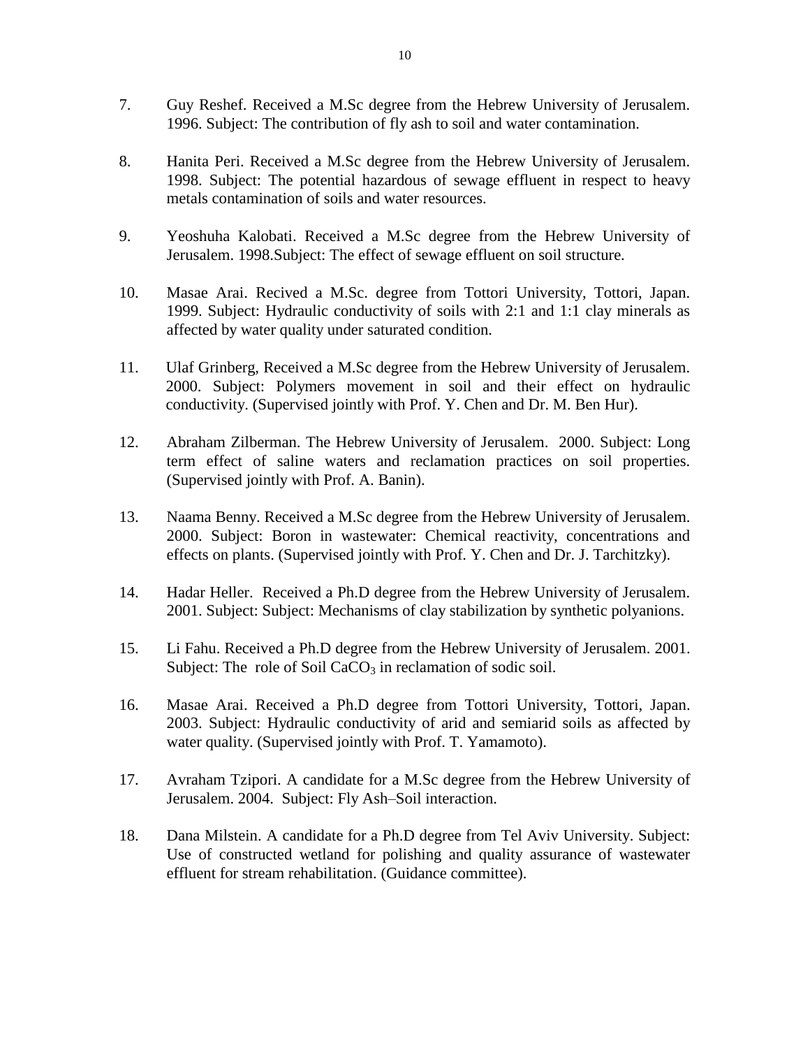7. Guy Reshef. Received a M.Sc degree from the Hebrew University of Jerusalem. 1996. Subject: The contribution of fly ash to soil and water contamination.

8. Hanita Peri. Received a M.Sc degree from the Hebrew University of Jerusalem. 1998. Subject: The potential hazardous of sewage effluent in respect to heavy metals contamination of soils and water resources.

9. Yeoshuha Kalobati. Received a M.Sc degree from the Hebrew University of Jerusalem. 1998.Subject: The effect of sewage effluent on soil structure.

10. Masae Arai. Recived a M.Sc. degree from Tottori University, Tottori, Japan. 1999. Subject: Hydraulic conductivity of soils with 2:1 and 1:1 clay minerals as affected by water quality under saturated condition.

11. Ulaf Grinberg, Received a M.Sc degree from the Hebrew University of Jerusalem. 2000. Subject: Polymers movement in soil and their effect on hydraulic conductivity. (Supervised jointly with Prof. Y. Chen and Dr. M. Ben Hur).

12. Abraham Zilberman. The Hebrew University of Jerusalem. 2000. Subject: Long term effect of saline waters and reclamation practices on soil properties. (Supervised jointly with Prof. A. Banin).

13. Naama Benny. Received a M.Sc degree from the Hebrew University of Jerusalem. 2000. Subject: Boron in wastewater: Chemical reactivity, concentrations and effects on plants. (Supervised jointly with Prof. Y. Chen and Dr. J. Tarchitzky).

14. Hadar Heller. Received a Ph.D degree from the Hebrew University of Jerusalem. 2001. Subject: Subject: Mechanisms of clay stabilization by synthetic polyanions.

15. Li Fahu. Received a Ph.D degree from the Hebrew University of Jerusalem. 2001. Subject: The role of Soil $CaCO_3$ in reclamation of sodic soil.

16. Masae Arai. Received a Ph.D degree from Tottori University, Tottori, Japan. 2003. Subject: Hydraulic conductivity of arid and semiarid soils as affected by water quality. (Supervised jointly with Prof. T. Yamamoto).

17. Avraham Tzipori. A candidate for a M.Sc degree from the Hebrew University of Jerusalem. 2004. Subject: Fly Ash–Soil interaction.

18. Dana Milstein. A candidate for a Ph.D degree from Tel Aviv University. Subject: Use of constructed wetland for polishing and quality assurance of wastewater effluent for stream rehabilitation. (Guidance committee).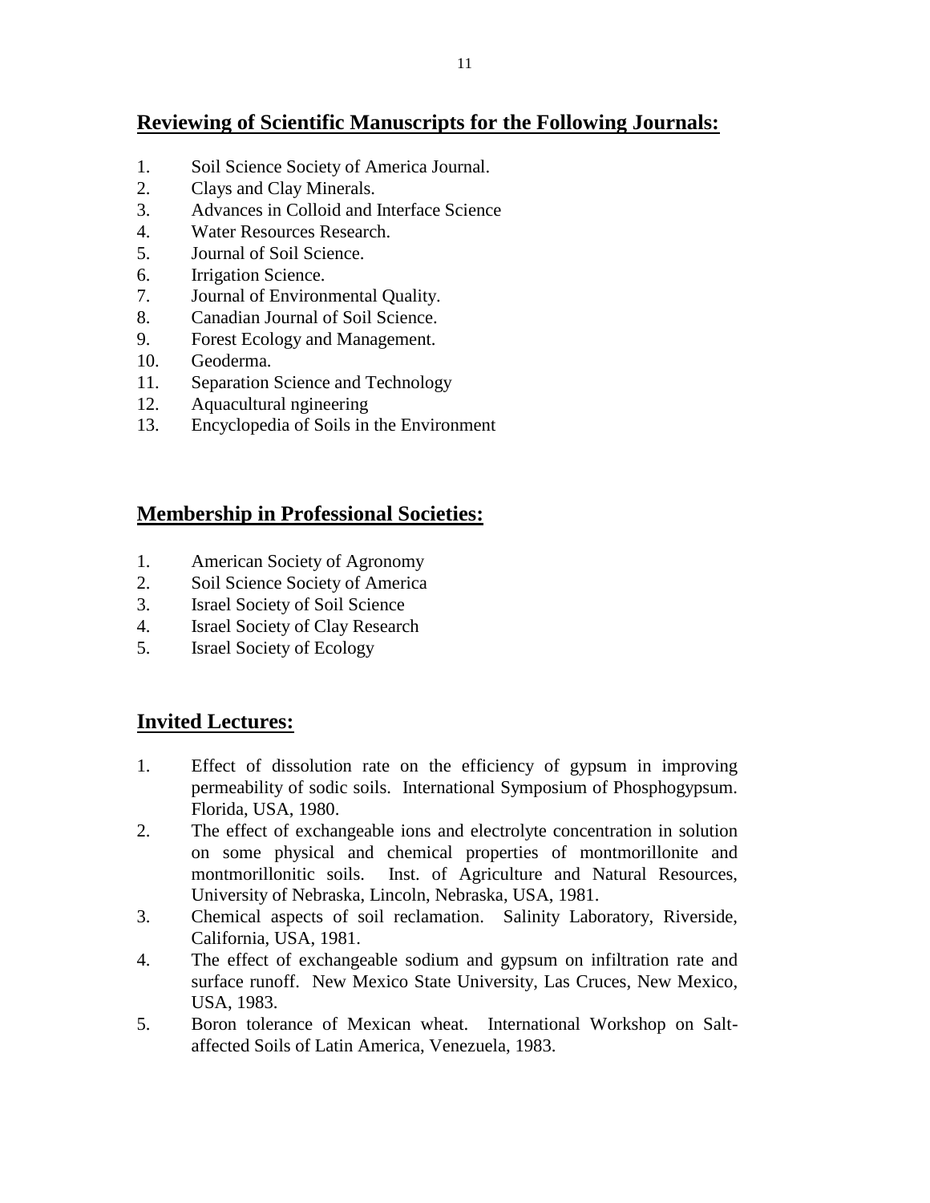## Reviewing of Scientific Manuscripts for the Following Journals:

1. Soil Science Society of America Journal.
2. Clays and Clay Minerals.
3. Advances in Colloid and Interface Science
4. Water Resources Research.
5. Journal of Soil Science.
6. Irrigation Science.
7. Journal of Environmental Quality.
8. Canadian Journal of Soil Science.
9. Forest Ecology and Management.
10. Geoderma.
11. Separation Science and Technology
12. Aquacultural ngineering
13. Encyclopedia of Soils in the Environment

## Membership in Professional Societies:

1. American Society of Agronomy
2. Soil Science Society of America
3. Israel Society of Soil Science
4. Israel Society of Clay Research
5. Israel Society of Ecology

## Invited Lectures:

1. Effect of dissolution rate on the efficiency of gypsum in improving permeability of sodic soils. International Symposium of Phosphogypsum. Florida, USA, 1980.
2. The effect of exchangeable ions and electrolyte concentration in solution on some physical and chemical properties of montmorillonite and montmorillonitic soils. Inst. of Agriculture and Natural Resources, University of Nebraska, Lincoln, Nebraska, USA, 1981.
3. Chemical aspects of soil reclamation. Salinity Laboratory, Riverside, California, USA, 1981.
4. The effect of exchangeable sodium and gypsum on infiltration rate and surface runoff. New Mexico State University, Las Cruces, New Mexico, USA, 1983.
5. Boron tolerance of Mexican wheat. International Workshop on Salt-affected Soils of Latin America, Venezuela, 1983.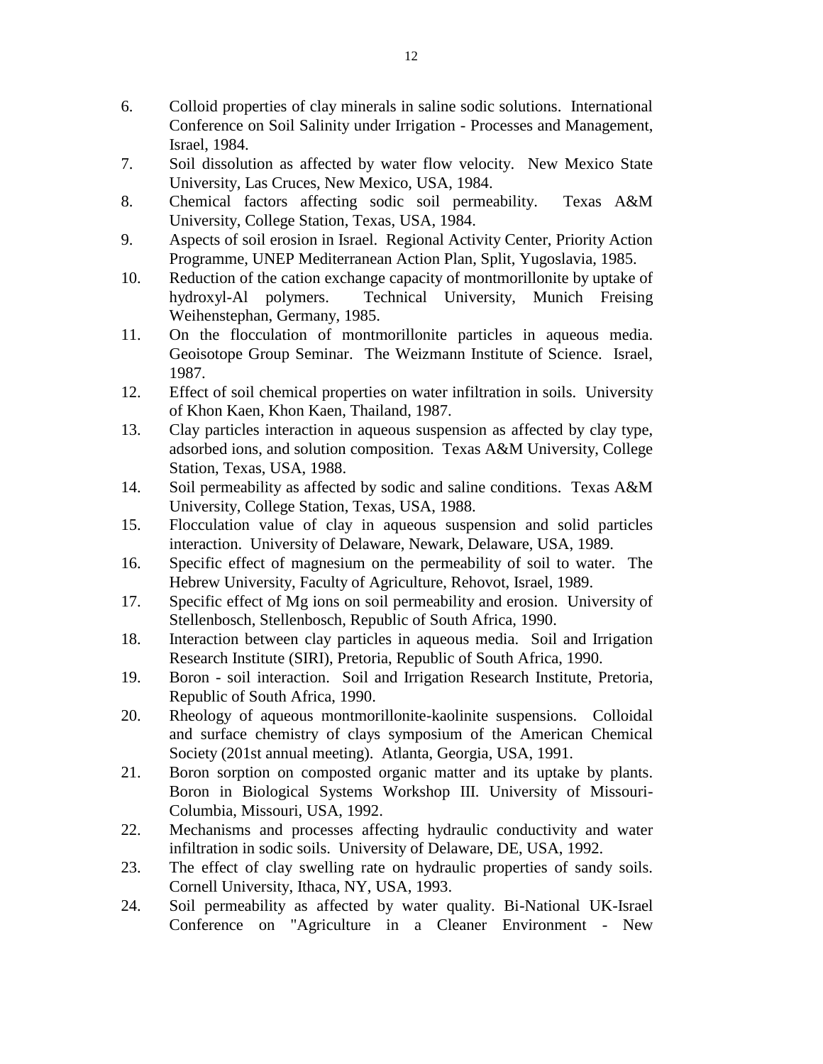6. Colloid properties of clay minerals in saline sodic solutions. International Conference on Soil Salinity under Irrigation - Processes and Management, Israel, 1984.
7. Soil dissolution as affected by water flow velocity. New Mexico State University, Las Cruces, New Mexico, USA, 1984.
8. Chemical factors affecting sodic soil permeability. Texas A&M University, College Station, Texas, USA, 1984.
9. Aspects of soil erosion in Israel. Regional Activity Center, Priority Action Programme, UNEP Mediterranean Action Plan, Split, Yugoslavia, 1985.
10. Reduction of the cation exchange capacity of montmorillonite by uptake of hydroxyl-Al polymers. Technical University, Munich Freising Weihenstephan, Germany, 1985.
11. On the flocculation of montmorillonite particles in aqueous media. Geoisotope Group Seminar. The Weizmann Institute of Science. Israel, 1987.
12. Effect of soil chemical properties on water infiltration in soils. University of Khon Kaen, Khon Kaen, Thailand, 1987.
13. Clay particles interaction in aqueous suspension as affected by clay type, adsorbed ions, and solution composition. Texas A&M University, College Station, Texas, USA, 1988.
14. Soil permeability as affected by sodic and saline conditions. Texas A&M University, College Station, Texas, USA, 1988.
15. Flocculation value of clay in aqueous suspension and solid particles interaction. University of Delaware, Newark, Delaware, USA, 1989.
16. Specific effect of magnesium on the permeability of soil to water. The Hebrew University, Faculty of Agriculture, Rehovot, Israel, 1989.
17. Specific effect of Mg ions on soil permeability and erosion. University of Stellenbosch, Stellenbosch, Republic of South Africa, 1990.
18. Interaction between clay particles in aqueous media. Soil and Irrigation Research Institute (SIRI), Pretoria, Republic of South Africa, 1990.
19. Boron - soil interaction. Soil and Irrigation Research Institute, Pretoria, Republic of South Africa, 1990.
20. Rheology of aqueous montmorillonite-kaolinite suspensions. Colloidal and surface chemistry of clays symposium of the American Chemical Society (201st annual meeting). Atlanta, Georgia, USA, 1991.
21. Boron sorption on composted organic matter and its uptake by plants. Boron in Biological Systems Workshop III. University of Missouri-Columbia, Missouri, USA, 1992.
22. Mechanisms and processes affecting hydraulic conductivity and water infiltration in sodic soils. University of Delaware, DE, USA, 1992.
23. The effect of clay swelling rate on hydraulic properties of sandy soils. Cornell University, Ithaca, NY, USA, 1993.
24. Soil permeability as affected by water quality. Bi-National UK-Israel Conference on "Agriculture in a Cleaner Environment - New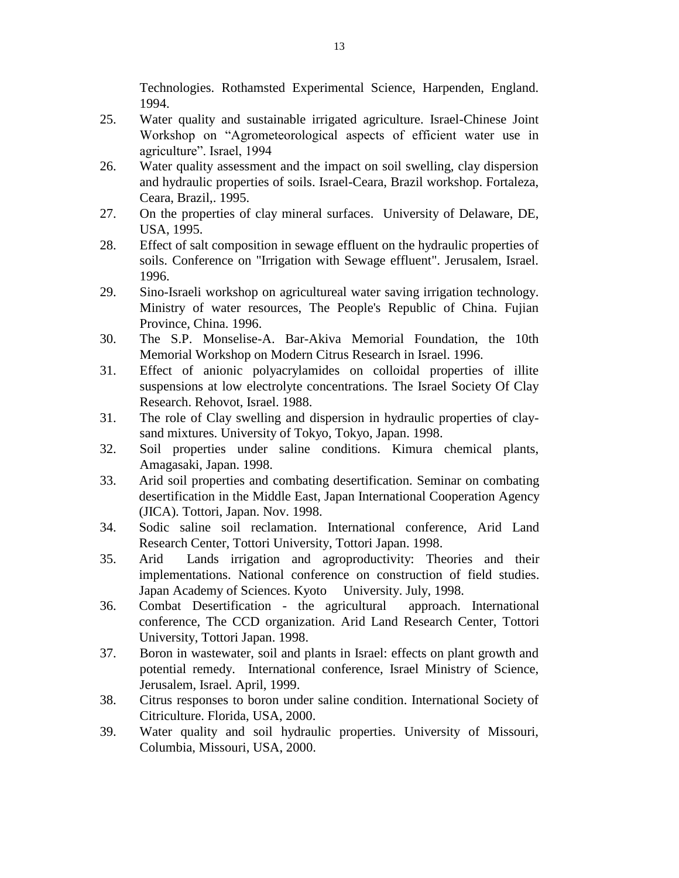Technologies. Rothamsted Experimental Science, Harpenden, England. 1994.

25. Water quality and sustainable irrigated agriculture. Israel-Chinese Joint Workshop on "Agrometeorological aspects of efficient water use in agriculture". Israel, 1994
26. Water quality assessment and the impact on soil swelling, clay dispersion and hydraulic properties of soils. Israel-Ceara, Brazil workshop. Fortaleza, Ceara, Brazil,. 1995.
27. On the properties of clay mineral surfaces. University of Delaware, DE, USA, 1995.
28. Effect of salt composition in sewage effluent on the hydraulic properties of soils. Conference on "Irrigation with Sewage effluent". Jerusalem, Israel. 1996.
29. Sino-Israeli workshop on agricultureal water saving irrigation technology. Ministry of water resources, The People's Republic of China. Fujian Province, China. 1996.
30. The S.P. Monselise-A. Bar-Akiva Memorial Foundation, the 10th Memorial Workshop on Modern Citrus Research in Israel. 1996.
31. Effect of anionic polyacrylamides on colloidal properties of illite suspensions at low electrolyte concentrations. The Israel Society Of Clay Research. Rehovot, Israel. 1988.
31. The role of Clay swelling and dispersion in hydraulic properties of clay-sand mixtures. University of Tokyo, Tokyo, Japan. 1998.
32. Soil properties under saline conditions. Kimura chemical plants, Amagasaki, Japan. 1998.
33. Arid soil properties and combating desertification. Seminar on combating desertification in the Middle East, Japan International Cooperation Agency (JICA). Tottori, Japan. Nov. 1998.
34. Sodic saline soil reclamation. International conference, Arid Land Research Center, Tottori University, Tottori Japan. 1998.
35. Arid Lands irrigation and agroproductivity: Theories and their implementations. National conference on construction of field studies. Japan Academy of Sciences. Kyoto University. July, 1998.
36. Combat Desertification - the agricultural approach. International conference, The CCD organization. Arid Land Research Center, Tottori University, Tottori Japan. 1998.
37. Boron in wastewater, soil and plants in Israel: effects on plant growth and potential remedy. International conference, Israel Ministry of Science, Jerusalem, Israel. April, 1999.
38. Citrus responses to boron under saline condition. International Society of Citriculture. Florida, USA, 2000.
39. Water quality and soil hydraulic properties. University of Missouri, Columbia, Missouri, USA, 2000.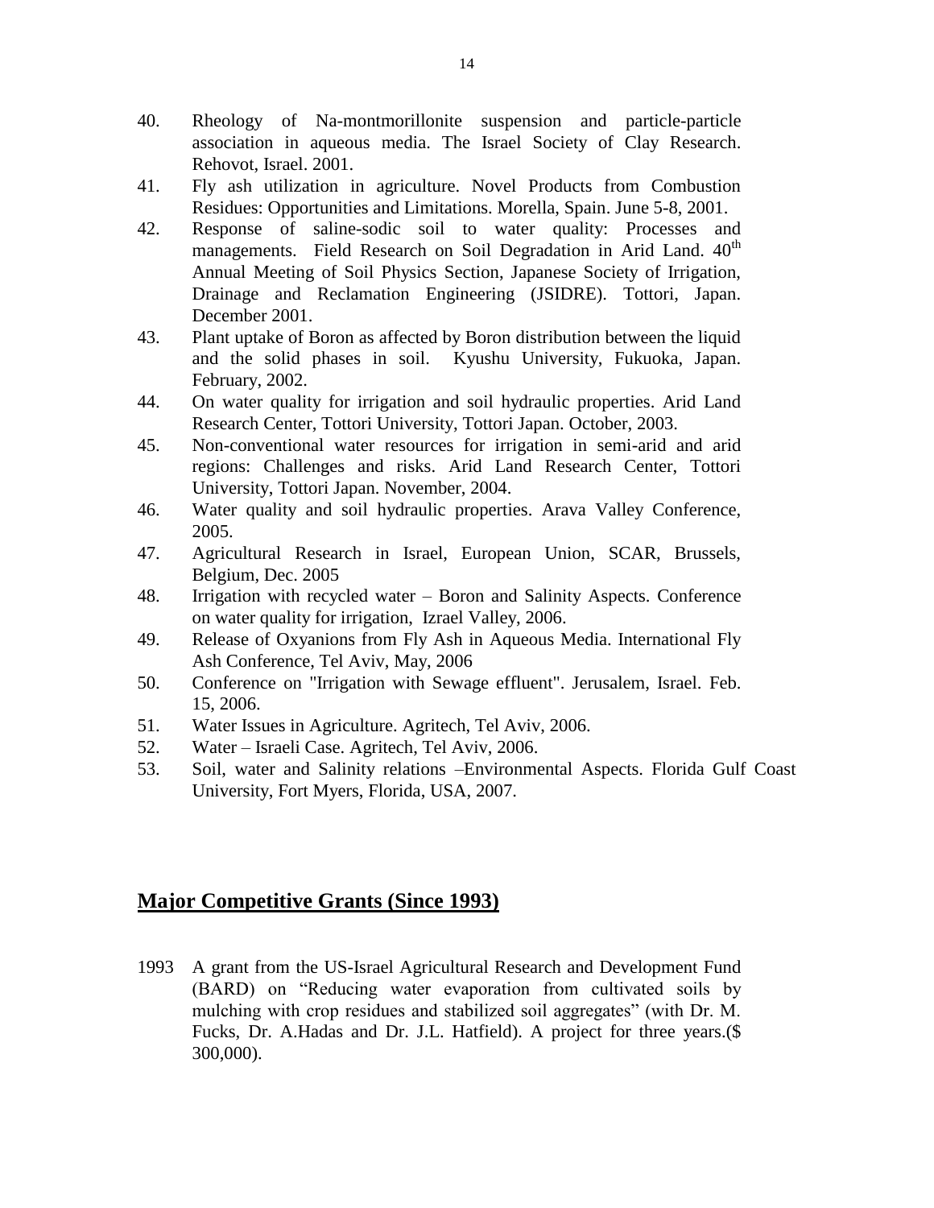40. Rheology of Na-montmorillonite suspension and particle-particle association in aqueous media. The Israel Society of Clay Research. Rehovot, Israel. 2001.
41. Fly ash utilization in agriculture. Novel Products from Combustion Residues: Opportunities and Limitations. Morella, Spain. June 5-8, 2001.
42. Response of saline-sodic soil to water quality: Processes and managements. Field Research on Soil Degradation in Arid Land. 40th Annual Meeting of Soil Physics Section, Japanese Society of Irrigation, Drainage and Reclamation Engineering (JSIDRE). Tottori, Japan. December 2001.
43. Plant uptake of Boron as affected by Boron distribution between the liquid and the solid phases in soil. Kyushu University, Fukuoka, Japan. February, 2002.
44. On water quality for irrigation and soil hydraulic properties. Arid Land Research Center, Tottori University, Tottori Japan. October, 2003.
45. Non-conventional water resources for irrigation in semi-arid and arid regions: Challenges and risks. Arid Land Research Center, Tottori University, Tottori Japan. November, 2004.
46. Water quality and soil hydraulic properties. Arava Valley Conference, 2005.
47. Agricultural Research in Israel, European Union, SCAR, Brussels, Belgium, Dec. 2005
48. Irrigation with recycled water – Boron and Salinity Aspects. Conference on water quality for irrigation, Izrael Valley, 2006.
49. Release of Oxyanions from Fly Ash in Aqueous Media. International Fly Ash Conference, Tel Aviv, May, 2006
50. Conference on "Irrigation with Sewage effluent". Jerusalem, Israel. Feb. 15, 2006.
51. Water Issues in Agriculture. Agritech, Tel Aviv, 2006.
52. Water – Israeli Case. Agritech, Tel Aviv, 2006.
53. Soil, water and Salinity relations –Environmental Aspects. Florida Gulf Coast University, Fort Myers, Florida, USA, 2007.

## Major Competitive Grants (Since 1993)

1993 A grant from the US-Israel Agricultural Research and Development Fund (BARD) on "Reducing water evaporation from cultivated soils by mulching with crop residues and stabilized soil aggregates" (with Dr. M. Fucks, Dr. A.Hadas and Dr. J.L. Hatfield). A project for three years.($ 300,000).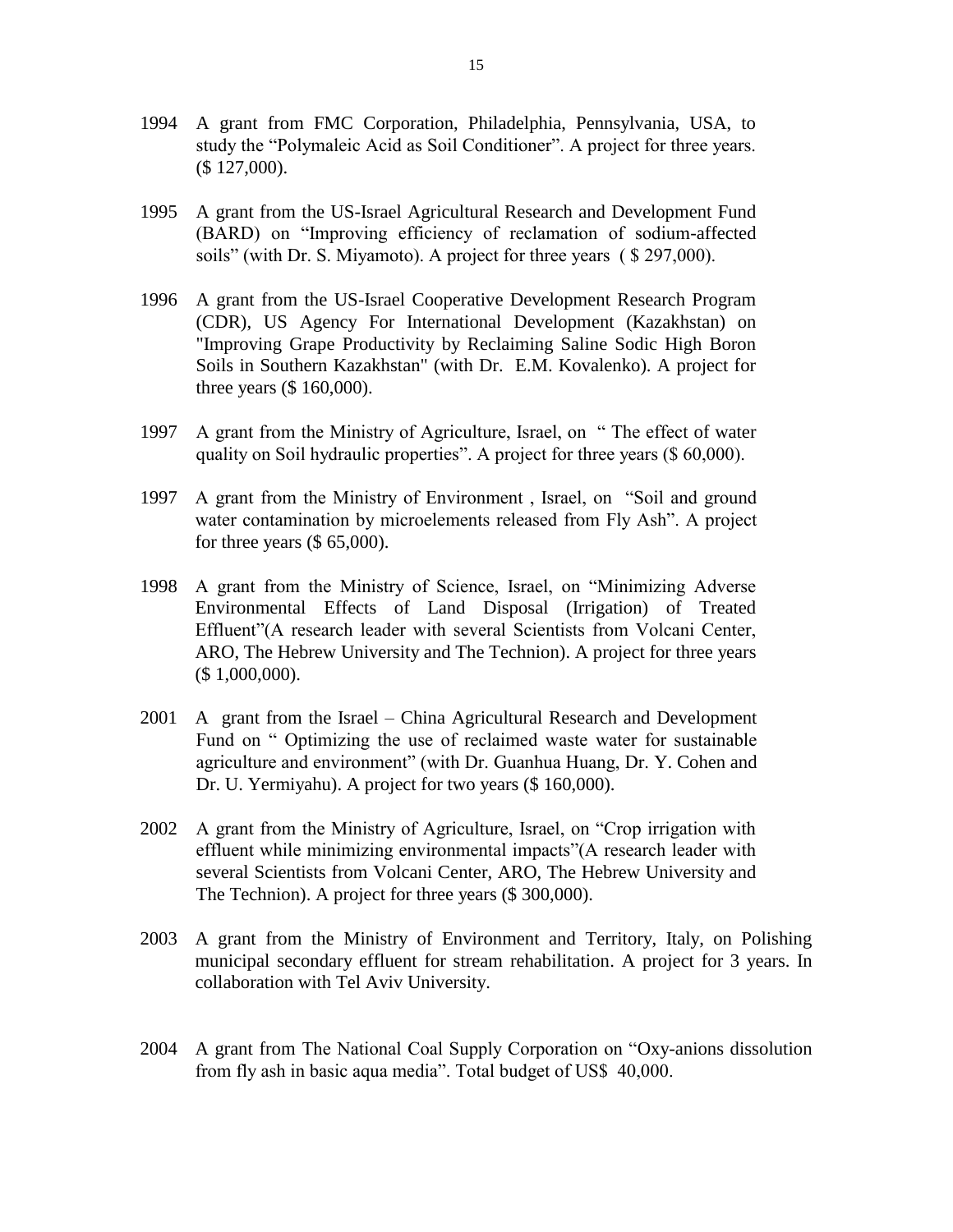1994 A grant from FMC Corporation, Philadelphia, Pennsylvania, USA, to study the "Polymaleic Acid as Soil Conditioner". A project for three years. ($ 127,000).

1995 A grant from the US-Israel Agricultural Research and Development Fund (BARD) on "Improving efficiency of reclamation of sodium-affected soils" (with Dr. S. Miyamoto). A project for three years ( $ 297,000).

1996 A grant from the US-Israel Cooperative Development Research Program (CDR), US Agency For International Development (Kazakhstan) on "Improving Grape Productivity by Reclaiming Saline Sodic High Boron Soils in Southern Kazakhstan" (with Dr. E.M. Kovalenko). A project for three years ($ 160,000).

1997 A grant from the Ministry of Agriculture, Israel, on " The effect of water quality on Soil hydraulic properties". A project for three years ($ 60,000).

1997 A grant from the Ministry of Environment , Israel, on "Soil and ground water contamination by microelements released from Fly Ash". A project for three years ($ 65,000).

1998 A grant from the Ministry of Science, Israel, on "Minimizing Adverse Environmental Effects of Land Disposal (Irrigation) of Treated Effluent"(A research leader with several Scientists from Volcani Center, ARO, The Hebrew University and The Technion). A project for three years ($ 1,000,000).

2001 A grant from the Israel – China Agricultural Research and Development Fund on " Optimizing the use of reclaimed waste water for sustainable agriculture and environment" (with Dr. Guanhua Huang, Dr. Y. Cohen and Dr. U. Yermiyahu). A project for two years ($ 160,000).

2002 A grant from the Ministry of Agriculture, Israel, on "Crop irrigation with effluent while minimizing environmental impacts"(A research leader with several Scientists from Volcani Center, ARO, The Hebrew University and The Technion). A project for three years ($ 300,000).

2003 A grant from the Ministry of Environment and Territory, Italy, on Polishing municipal secondary effluent for stream rehabilitation. A project for 3 years. In collaboration with Tel Aviv University.

2004 A grant from The National Coal Supply Corporation on "Oxy-anions dissolution from fly ash in basic aqua media". Total budget of US$ 40,000.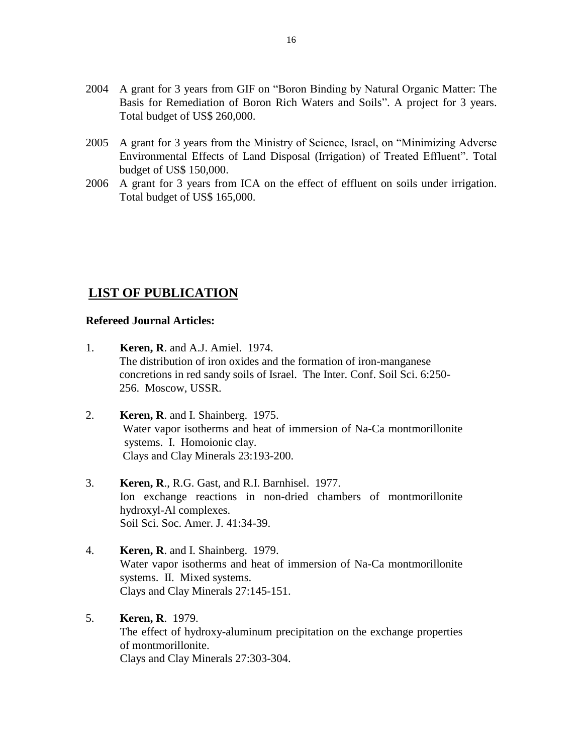2004 A grant for 3 years from GIF on "Boron Binding by Natural Organic Matter: The Basis for Remediation of Boron Rich Waters and Soils". A project for 3 years. Total budget of US$ 260,000.

2005 A grant for 3 years from the Ministry of Science, Israel, on "Minimizing Adverse Environmental Effects of Land Disposal (Irrigation) of Treated Effluent". Total budget of US$ 150,000.

2006 A grant for 3 years from ICA on the effect of effluent on soils under irrigation. Total budget of US$ 165,000.

## LIST OF PUBLICATION

**Refereed Journal Articles:**

1. **Keren, R**. and A.J. Amiel. 1974.
   The distribution of iron oxides and the formation of iron-manganese concretions in red sandy soils of Israel. The Inter. Conf. Soil Sci. 6:250-256. Moscow, USSR.

2. **Keren, R**. and I. Shainberg. 1975.
   Water vapor isotherms and heat of immersion of Na-Ca montmorillonite systems. I. Homoionic clay.
   Clays and Clay Minerals 23:193-200.

3. **Keren, R**., R.G. Gast, and R.I. Barnhisel. 1977.
   Ion exchange reactions in non-dried chambers of montmorillonite hydroxyl-Al complexes.
   Soil Sci. Soc. Amer. J. 41:34-39.

4. **Keren, R**. and I. Shainberg. 1979.
   Water vapor isotherms and heat of immersion of Na-Ca montmorillonite systems. II. Mixed systems.
   Clays and Clay Minerals 27:145-151.

5. **Keren, R**. 1979.
   The effect of hydroxy-aluminum precipitation on the exchange properties of montmorillonite.
   Clays and Clay Minerals 27:303-304.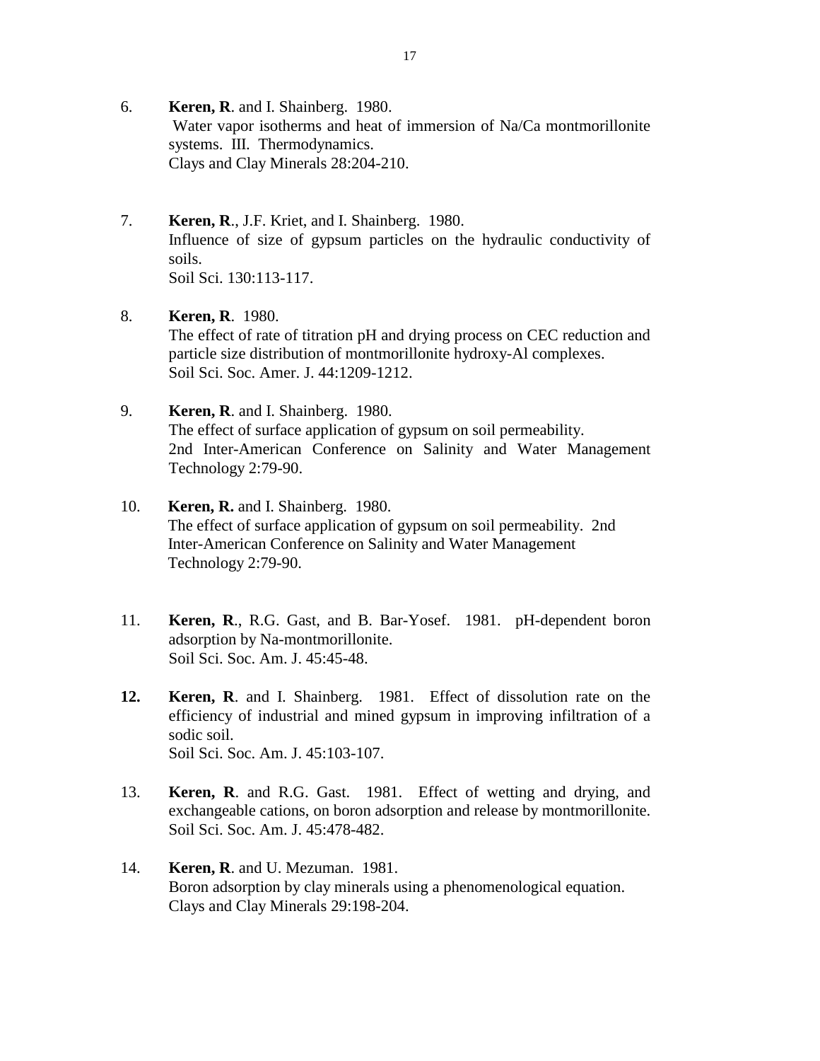6. **Keren, R**. and I. Shainberg. 1980.
   Water vapor isotherms and heat of immersion of Na/Ca montmorillonite systems. III. Thermodynamics.
   Clays and Clay Minerals 28:204-210.

7. **Keren, R**., J.F. Kriet, and I. Shainberg. 1980.
   Influence of size of gypsum particles on the hydraulic conductivity of soils.
   Soil Sci. 130:113-117.

8. **Keren, R**. 1980.
   The effect of rate of titration pH and drying process on CEC reduction and particle size distribution of montmorillonite hydroxy-Al complexes.
   Soil Sci. Soc. Amer. J. 44:1209-1212.

9. **Keren, R**. and I. Shainberg. 1980.
   The effect of surface application of gypsum on soil permeability.
   2nd Inter-American Conference on Salinity and Water Management Technology 2:79-90.

10. **Keren, R.** and I. Shainberg. 1980.
    The effect of surface application of gypsum on soil permeability. 2nd Inter-American Conference on Salinity and Water Management Technology 2:79-90.

11. **Keren, R**., R.G. Gast, and B. Bar-Yosef. 1981. pH-dependent boron adsorption by Na-montmorillonite.
    Soil Sci. Soc. Am. J. 45:45-48.

12. **Keren, R**. and I. Shainberg. 1981. Effect of dissolution rate on the efficiency of industrial and mined gypsum in improving infiltration of a sodic soil.
    Soil Sci. Soc. Am. J. 45:103-107.

13. **Keren, R**. and R.G. Gast. 1981. Effect of wetting and drying, and exchangeable cations, on boron adsorption and release by montmorillonite.
    Soil Sci. Soc. Am. J. 45:478-482.

14. **Keren, R**. and U. Mezuman. 1981.
    Boron adsorption by clay minerals using a phenomenological equation.
    Clays and Clay Minerals 29:198-204.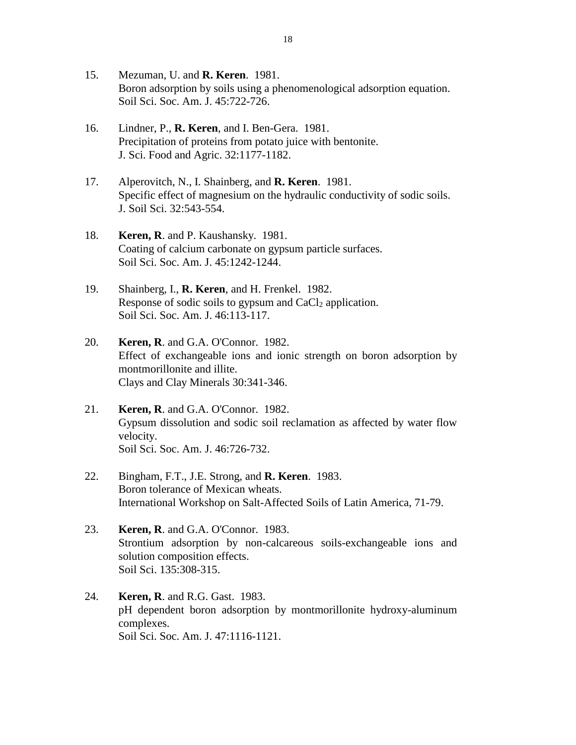15. Mezuman, U. and **R. Keren**. 1981.
    Boron adsorption by soils using a phenomenological adsorption equation.
    Soil Sci. Soc. Am. J. 45:722-726.

16. Lindner, P., **R. Keren**, and I. Ben-Gera. 1981.
    Precipitation of proteins from potato juice with bentonite.
    J. Sci. Food and Agric. 32:1177-1182.

17. Alperovitch, N., I. Shainberg, and **R. Keren**. 1981.
    Specific effect of magnesium on the hydraulic conductivity of sodic soils.
    J. Soil Sci. 32:543-554.

18. **Keren, R**. and P. Kaushansky. 1981.
    Coating of calcium carbonate on gypsum particle surfaces.
    Soil Sci. Soc. Am. J. 45:1242-1244.

19. Shainberg, I., **R. Keren**, and H. Frenkel. 1982.
    Response of sodic soils to gypsum and $CaCl_2$ application.
    Soil Sci. Soc. Am. J. 46:113-117.

20. **Keren, R**. and G.A. O'Connor. 1982.
    Effect of exchangeable ions and ionic strength on boron adsorption by montmorillonite and illite.
    Clays and Clay Minerals 30:341-346.

21. **Keren, R**. and G.A. O'Connor. 1982.
    Gypsum dissolution and sodic soil reclamation as affected by water flow velocity.
    Soil Sci. Soc. Am. J. 46:726-732.

22. Bingham, F.T., J.E. Strong, and **R. Keren**. 1983.
    Boron tolerance of Mexican wheats.
    International Workshop on Salt-Affected Soils of Latin America, 71-79.

23. **Keren, R**. and G.A. O'Connor. 1983.
    Strontium adsorption by non-calcareous soils-exchangeable ions and solution composition effects.
    Soil Sci. 135:308-315.

24. **Keren, R**. and R.G. Gast. 1983.
    pH dependent boron adsorption by montmorillonite hydroxy-aluminum complexes.
    Soil Sci. Soc. Am. J. 47:1116-1121.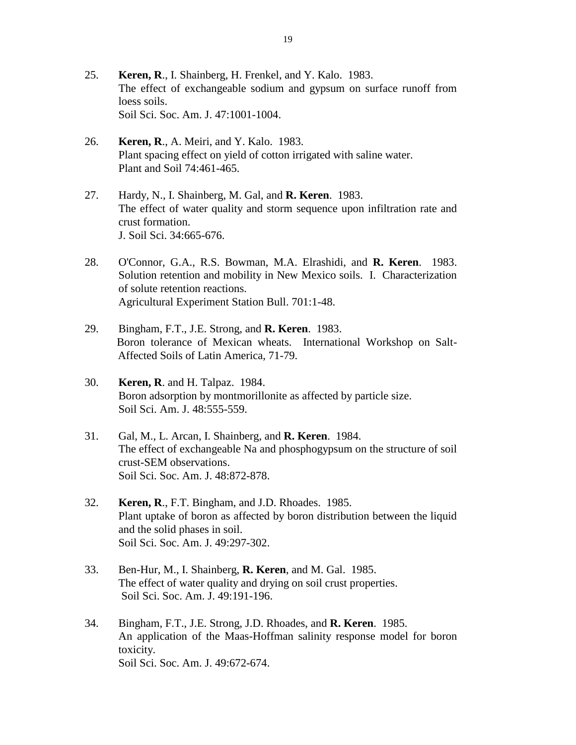25. **Keren, R**., I. Shainberg, H. Frenkel, and Y. Kalo. 1983.
    The effect of exchangeable sodium and gypsum on surface runoff from loess soils.
    Soil Sci. Soc. Am. J. 47:1001-1004.

26. **Keren, R**., A. Meiri, and Y. Kalo. 1983.
    Plant spacing effect on yield of cotton irrigated with saline water.
    Plant and Soil 74:461-465.

27. Hardy, N., I. Shainberg, M. Gal, and **R. Keren**. 1983.
    The effect of water quality and storm sequence upon infiltration rate and crust formation.
    J. Soil Sci. 34:665-676.

28. O'Connor, G.A., R.S. Bowman, M.A. Elrashidi, and **R. Keren**. 1983.
    Solution retention and mobility in New Mexico soils. I. Characterization of solute retention reactions.
    Agricultural Experiment Station Bull. 701:1-48.

29. Bingham, F.T., J.E. Strong, and **R. Keren**. 1983.
    Boron tolerance of Mexican wheats. International Workshop on Salt-Affected Soils of Latin America, 71-79.

30. **Keren, R**. and H. Talpaz. 1984.
    Boron adsorption by montmorillonite as affected by particle size.
    Soil Sci. Am. J. 48:555-559.

31. Gal, M., L. Arcan, I. Shainberg, and **R. Keren**. 1984.
    The effect of exchangeable Na and phosphogypsum on the structure of soil crust-SEM observations.
    Soil Sci. Soc. Am. J. 48:872-878.

32. **Keren, R**., F.T. Bingham, and J.D. Rhoades. 1985.
    Plant uptake of boron as affected by boron distribution between the liquid and the solid phases in soil.
    Soil Sci. Soc. Am. J. 49:297-302.

33. Ben-Hur, M., I. Shainberg, **R. Keren**, and M. Gal. 1985.
    The effect of water quality and drying on soil crust properties.
    Soil Sci. Soc. Am. J. 49:191-196.

34. Bingham, F.T., J.E. Strong, J.D. Rhoades, and **R. Keren**. 1985.
    An application of the Maas-Hoffman salinity response model for boron toxicity.
    Soil Sci. Soc. Am. J. 49:672-674.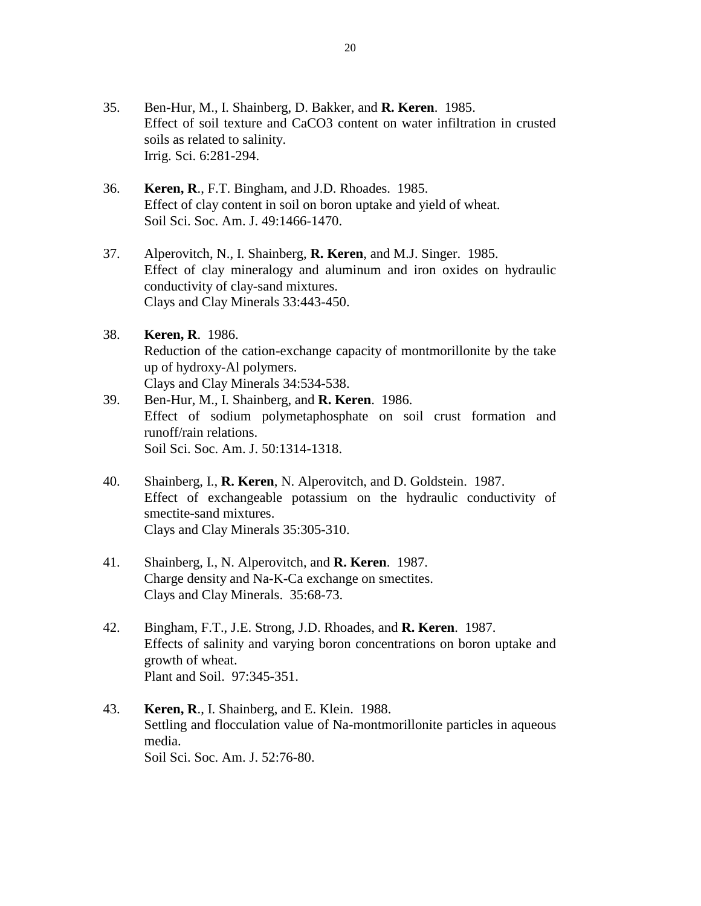35. Ben-Hur, M., I. Shainberg, D. Bakker, and **R. Keren**. 1985.
    Effect of soil texture and CaCO3 content on water infiltration in crusted soils as related to salinity.
    Irrig. Sci. 6:281-294.

36. **Keren, R**., F.T. Bingham, and J.D. Rhoades. 1985.
    Effect of clay content in soil on boron uptake and yield of wheat.
    Soil Sci. Soc. Am. J. 49:1466-1470.

37. Alperovitch, N., I. Shainberg, **R. Keren**, and M.J. Singer. 1985.
    Effect of clay mineralogy and aluminum and iron oxides on hydraulic conductivity of clay-sand mixtures.
    Clays and Clay Minerals 33:443-450.

38. **Keren, R**. 1986.
    Reduction of the cation-exchange capacity of montmorillonite by the take up of hydroxy-Al polymers.
    Clays and Clay Minerals 34:534-538.

39. Ben-Hur, M., I. Shainberg, and **R. Keren**. 1986.
    Effect of sodium polymetaphosphate on soil crust formation and runoff/rain relations.
    Soil Sci. Soc. Am. J. 50:1314-1318.

40. Shainberg, I., **R. Keren**, N. Alperovitch, and D. Goldstein. 1987.
    Effect of exchangeable potassium on the hydraulic conductivity of smectite-sand mixtures.
    Clays and Clay Minerals 35:305-310.

41. Shainberg, I., N. Alperovitch, and **R. Keren**. 1987.
    Charge density and Na-K-Ca exchange on smectites.
    Clays and Clay Minerals. 35:68-73.

42. Bingham, F.T., J.E. Strong, J.D. Rhoades, and **R. Keren**. 1987.
    Effects of salinity and varying boron concentrations on boron uptake and growth of wheat.
    Plant and Soil. 97:345-351.

43. **Keren, R**., I. Shainberg, and E. Klein. 1988.
    Settling and flocculation value of Na-montmorillonite particles in aqueous media.
    Soil Sci. Soc. Am. J. 52:76-80.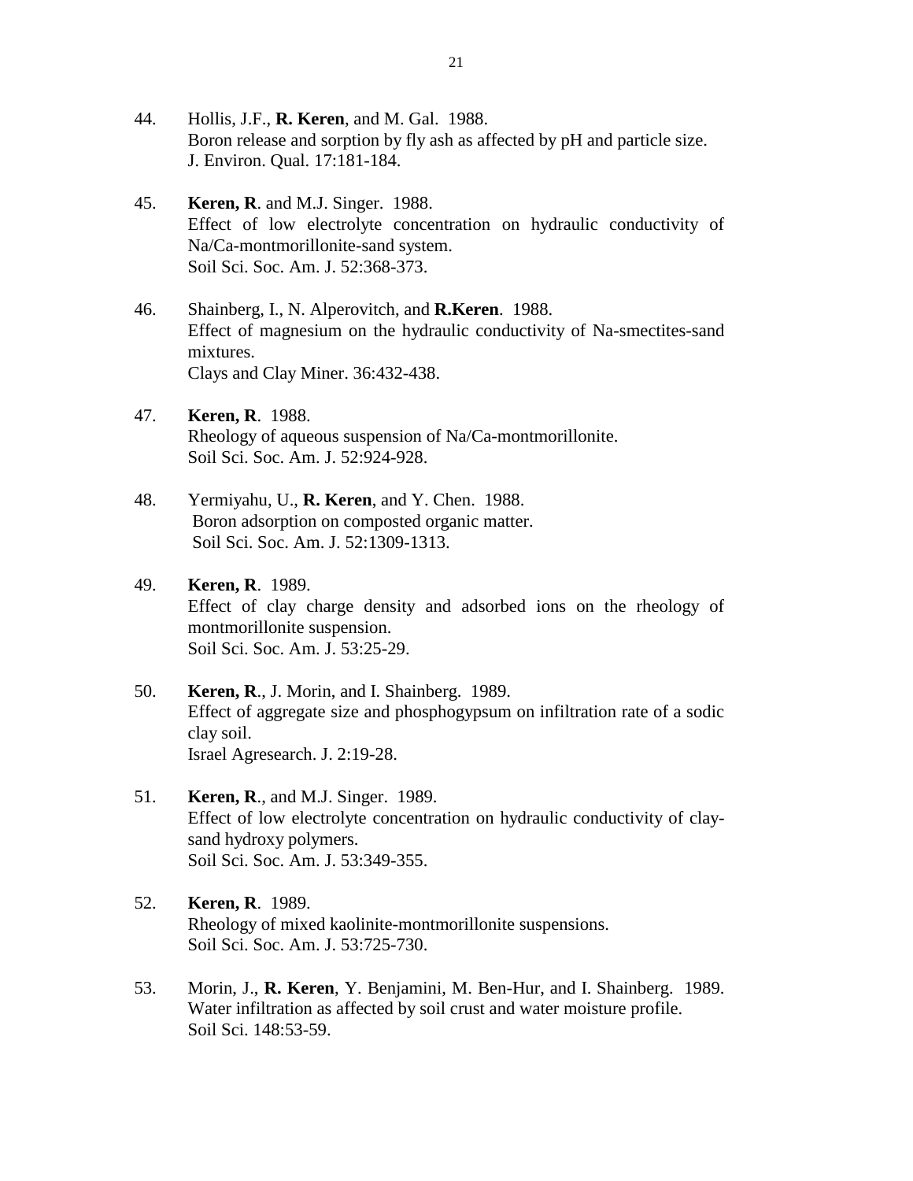44. Hollis, J.F., **R. Keren**, and M. Gal. 1988.
    Boron release and sorption by fly ash as affected by pH and particle size.
    J. Environ. Qual. 17:181-184.

45. **Keren, R**. and M.J. Singer. 1988.
    Effect of low electrolyte concentration on hydraulic conductivity of Na/Ca-montmorillonite-sand system.
    Soil Sci. Soc. Am. J. 52:368-373.

46. Shainberg, I., N. Alperovitch, and **R.Keren**. 1988.
    Effect of magnesium on the hydraulic conductivity of Na-smectites-sand mixtures.
    Clays and Clay Miner. 36:432-438.

47. **Keren, R**. 1988.
    Rheology of aqueous suspension of Na/Ca-montmorillonite.
    Soil Sci. Soc. Am. J. 52:924-928.

48. Yermiyahu, U., **R. Keren**, and Y. Chen. 1988.
    Boron adsorption on composted organic matter.
    Soil Sci. Soc. Am. J. 52:1309-1313.

49. **Keren, R**. 1989.
    Effect of clay charge density and adsorbed ions on the rheology of montmorillonite suspension.
    Soil Sci. Soc. Am. J. 53:25-29.

50. **Keren, R**., J. Morin, and I. Shainberg. 1989.
    Effect of aggregate size and phosphogypsum on infiltration rate of a sodic clay soil.
    Israel Agresearch. J. 2:19-28.

51. **Keren, R**., and M.J. Singer. 1989.
    Effect of low electrolyte concentration on hydraulic conductivity of clay-sand hydroxy polymers.
    Soil Sci. Soc. Am. J. 53:349-355.

52. **Keren, R**. 1989.
    Rheology of mixed kaolinite-montmorillonite suspensions.
    Soil Sci. Soc. Am. J. 53:725-730.

53. Morin, J., **R. Keren**, Y. Benjamini, M. Ben-Hur, and I. Shainberg. 1989.
    Water infiltration as affected by soil crust and water moisture profile.
    Soil Sci. 148:53-59.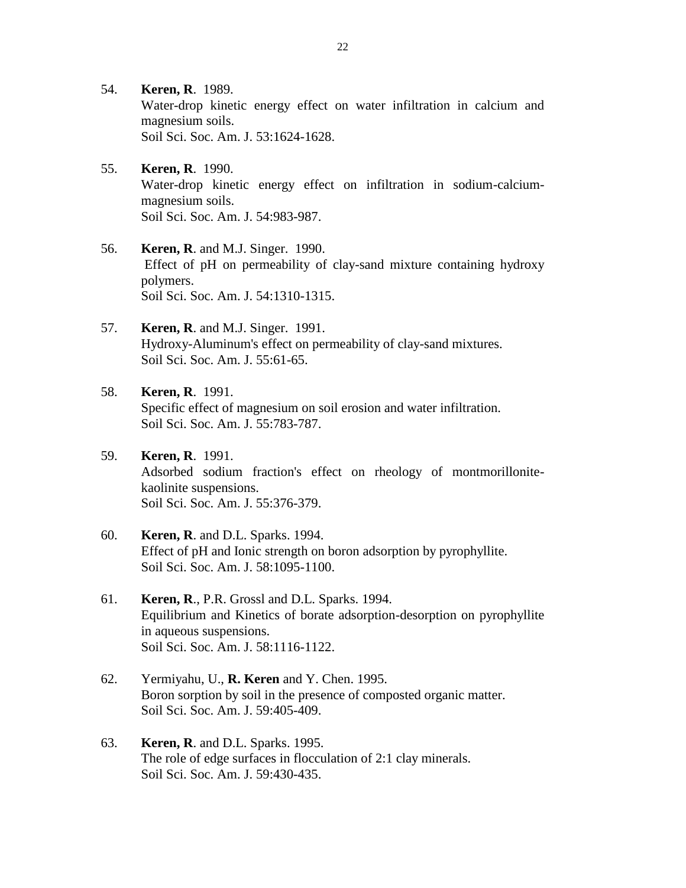54. **Keren, R**. 1989.
 Water-drop kinetic energy effect on water infiltration in calcium and magnesium soils.
 Soil Sci. Soc. Am. J. 53:1624-1628.

55. **Keren, R**. 1990.
 Water-drop kinetic energy effect on infiltration in sodium-calcium-magnesium soils.
 Soil Sci. Soc. Am. J. 54:983-987.

56. **Keren, R**. and M.J. Singer. 1990.
 Effect of pH on permeability of clay-sand mixture containing hydroxy polymers.
 Soil Sci. Soc. Am. J. 54:1310-1315.

57. **Keren, R**. and M.J. Singer. 1991.
 Hydroxy-Aluminum's effect on permeability of clay-sand mixtures.
 Soil Sci. Soc. Am. J. 55:61-65.

58. **Keren, R**. 1991.
 Specific effect of magnesium on soil erosion and water infiltration.
 Soil Sci. Soc. Am. J. 55:783-787.

59. **Keren, R**. 1991.
 Adsorbed sodium fraction's effect on rheology of montmorillonite-kaolinite suspensions.
 Soil Sci. Soc. Am. J. 55:376-379.

60. **Keren, R**. and D.L. Sparks. 1994.
 Effect of pH and Ionic strength on boron adsorption by pyrophyllite.
 Soil Sci. Soc. Am. J. 58:1095-1100.

61. **Keren, R**., P.R. Grossl and D.L. Sparks. 1994.
 Equilibrium and Kinetics of borate adsorption-desorption on pyrophyllite in aqueous suspensions.
 Soil Sci. Soc. Am. J. 58:1116-1122.

62. Yermiyahu, U., **R. Keren** and Y. Chen. 1995.
 Boron sorption by soil in the presence of composted organic matter.
 Soil Sci. Soc. Am. J. 59:405-409.

63. **Keren, R**. and D.L. Sparks. 1995.
 The role of edge surfaces in flocculation of 2:1 clay minerals.
 Soil Sci. Soc. Am. J. 59:430-435.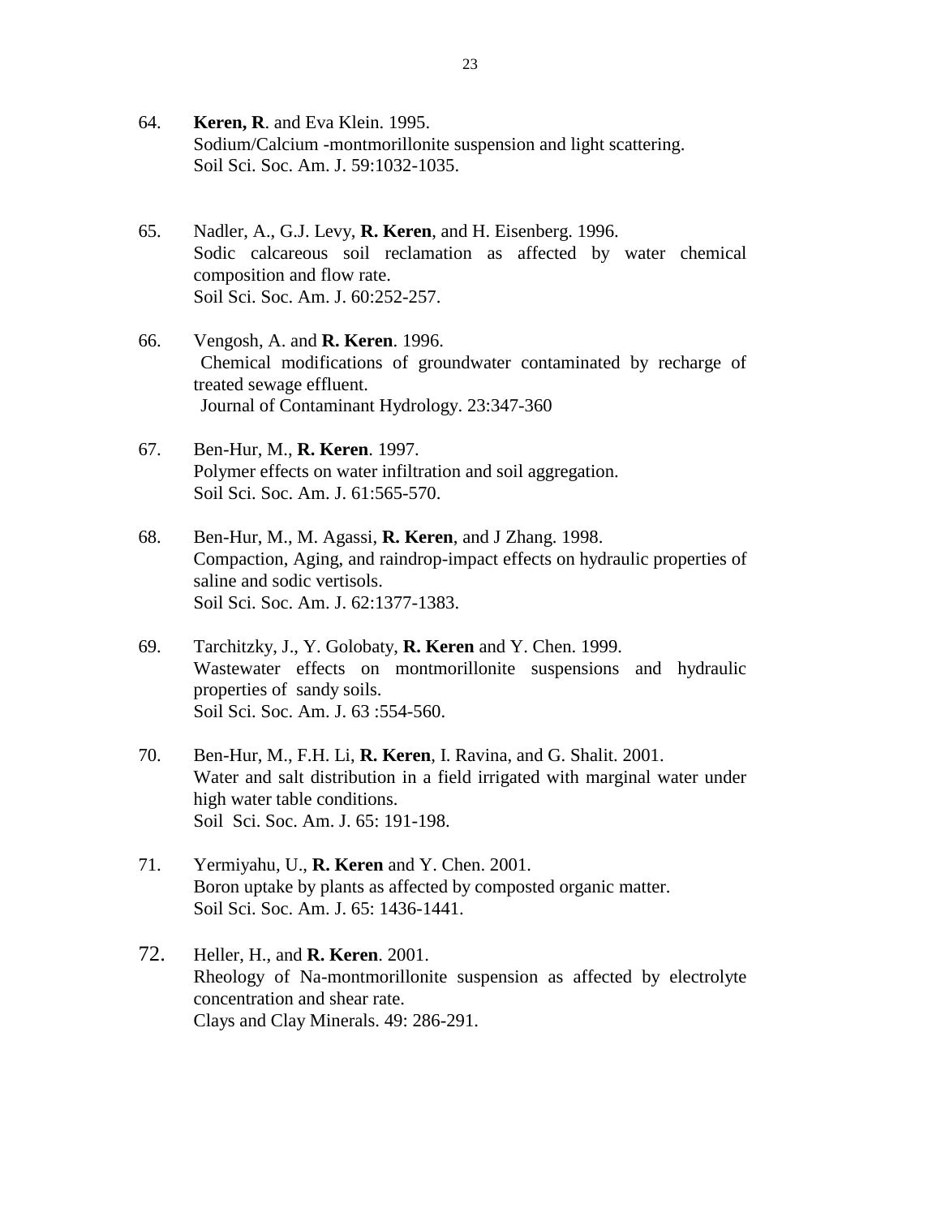64. **Keren, R**. and Eva Klein. 1995.
Sodium/Calcium -montmorillonite suspension and light scattering.
Soil Sci. Soc. Am. J. 59:1032-1035.

65. Nadler, A., G.J. Levy, **R. Keren**, and H. Eisenberg. 1996.
Sodic calcareous soil reclamation as affected by water chemical composition and flow rate.
Soil Sci. Soc. Am. J. 60:252-257.

66. Vengosh, A. and **R. Keren**. 1996.
Chemical modifications of groundwater contaminated by recharge of treated sewage effluent.
Journal of Contaminant Hydrology. 23:347-360

67. Ben-Hur, M., **R. Keren**. 1997.
Polymer effects on water infiltration and soil aggregation.
Soil Sci. Soc. Am. J. 61:565-570.

68. Ben-Hur, M., M. Agassi, **R. Keren**, and J Zhang. 1998.
Compaction, Aging, and raindrop-impact effects on hydraulic properties of saline and sodic vertisols.
Soil Sci. Soc. Am. J. 62:1377-1383.

69. Tarchitzky, J., Y. Golobaty, **R. Keren** and Y. Chen. 1999.
Wastewater effects on montmorillonite suspensions and hydraulic properties of sandy soils.
Soil Sci. Soc. Am. J. 63 :554-560.

70. Ben-Hur, M., F.H. Li, **R. Keren**, I. Ravina, and G. Shalit. 2001.
Water and salt distribution in a field irrigated with marginal water under high water table conditions.
Soil Sci. Soc. Am. J. 65: 191-198.

71. Yermiyahu, U., **R. Keren** and Y. Chen. 2001.
Boron uptake by plants as affected by composted organic matter.
Soil Sci. Soc. Am. J. 65: 1436-1441.

72. Heller, H., and **R. Keren**. 2001.
Rheology of Na-montmorillonite suspension as affected by electrolyte concentration and shear rate.
Clays and Clay Minerals. 49: 286-291.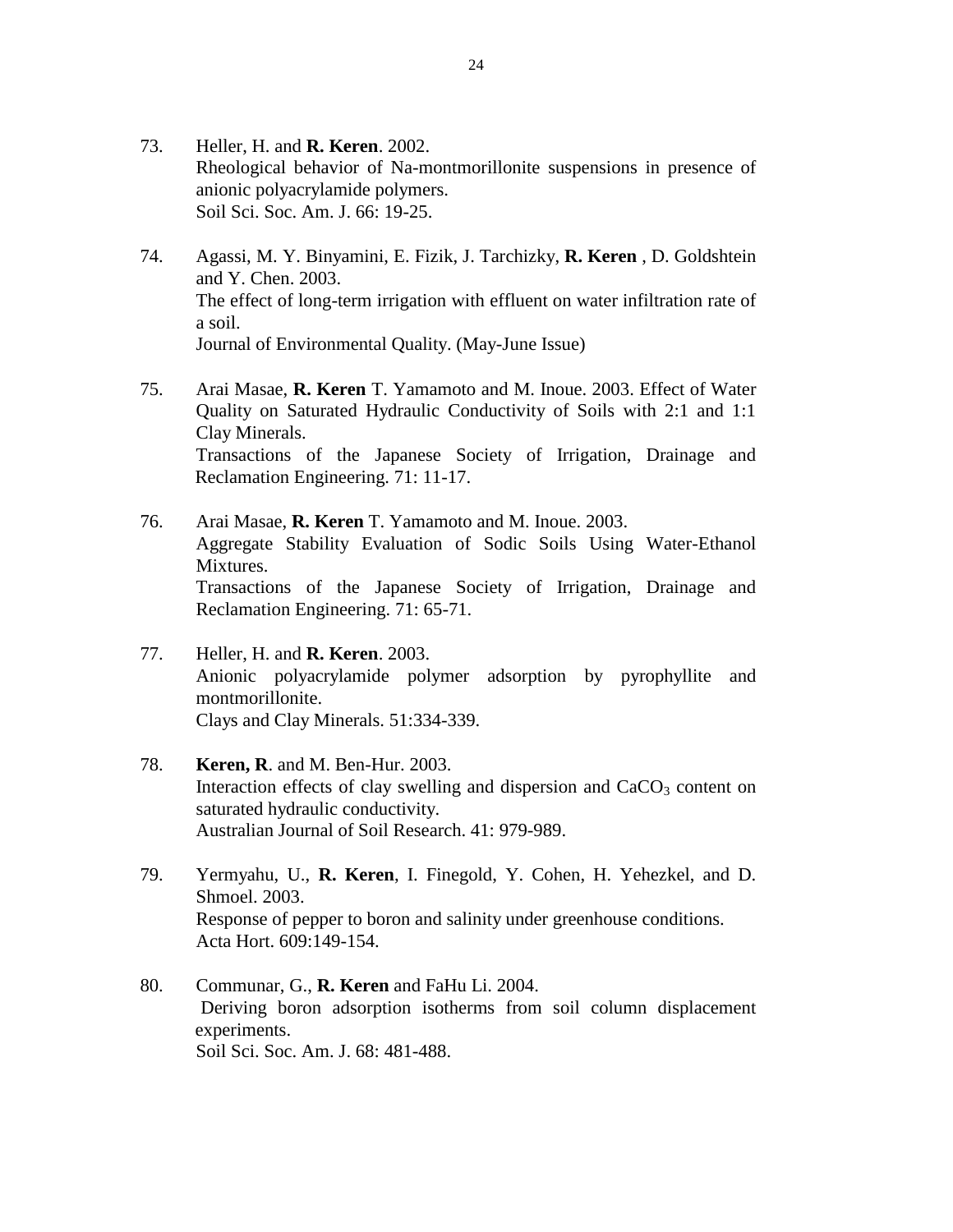73. Heller, H. and **R. Keren**. 2002.
Rheological behavior of Na-montmorillonite suspensions in presence of anionic polyacrylamide polymers.
Soil Sci. Soc. Am. J. 66: 19-25.

74. Agassi, M. Y. Binyamini, E. Fizik, J. Tarchizky, **R. Keren** , D. Goldshtein and Y. Chen. 2003.
The effect of long-term irrigation with effluent on water infiltration rate of a soil.
Journal of Environmental Quality. (May-June Issue)

75. Arai Masae, **R. Keren** T. Yamamoto and M. Inoue. 2003. Effect of Water Quality on Saturated Hydraulic Conductivity of Soils with 2:1 and 1:1 Clay Minerals.
Transactions of the Japanese Society of Irrigation, Drainage and Reclamation Engineering. 71: 11-17.

76. Arai Masae, **R. Keren** T. Yamamoto and M. Inoue. 2003.
Aggregate Stability Evaluation of Sodic Soils Using Water-Ethanol Mixtures.
Transactions of the Japanese Society of Irrigation, Drainage and Reclamation Engineering. 71: 65-71.

77. Heller, H. and **R. Keren**. 2003.
Anionic polyacrylamide polymer adsorption by pyrophyllite and montmorillonite.
Clays and Clay Minerals. 51:334-339.

78. **Keren, R**. and M. Ben-Hur. 2003.
Interaction effects of clay swelling and dispersion and $CaCO_3$ content on saturated hydraulic conductivity.
Australian Journal of Soil Research. 41: 979-989.

79. Yermyahu, U., **R. Keren**, I. Finegold, Y. Cohen, H. Yehezkel, and D. Shmoel. 2003.
Response of pepper to boron and salinity under greenhouse conditions.
Acta Hort. 609:149-154.

80. Communar, G., **R. Keren** and FaHu Li. 2004.
Deriving boron adsorption isotherms from soil column displacement experiments.
Soil Sci. Soc. Am. J. 68: 481-488.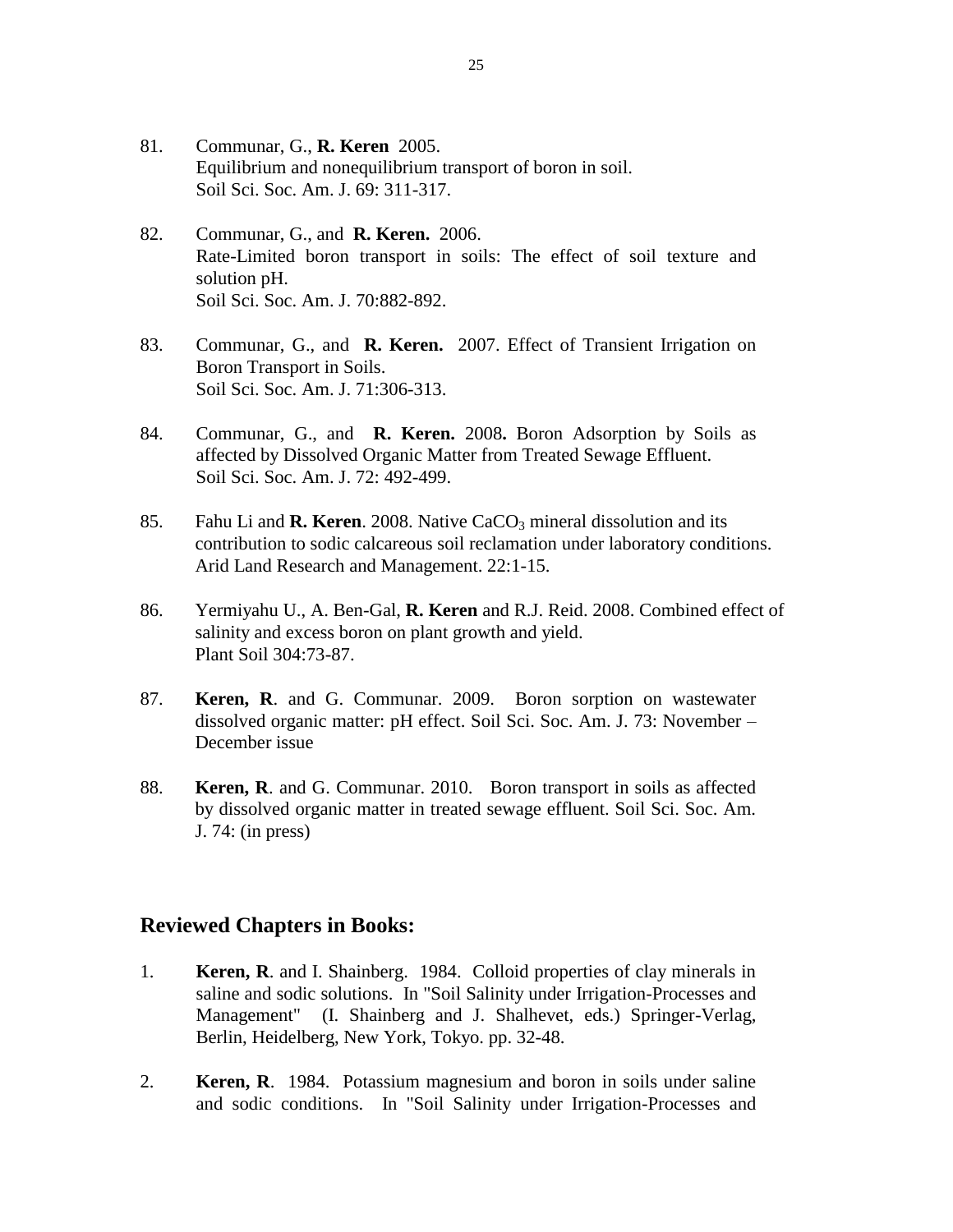81. Communar, G., **R. Keren** 2005.
    Equilibrium and nonequilibrium transport of boron in soil.
    Soil Sci. Soc. Am. J. 69: 311-317.

82. Communar, G., and **R. Keren.** 2006.
    Rate-Limited boron transport in soils: The effect of soil texture and solution pH.
    Soil Sci. Soc. Am. J. 70:882-892.

83. Communar, G., and **R. Keren.** 2007. Effect of Transient Irrigation on Boron Transport in Soils.
    Soil Sci. Soc. Am. J. 71:306-313.

84. Communar, G., and **R. Keren.** 2008**.** Boron Adsorption by Soils as affected by Dissolved Organic Matter from Treated Sewage Effluent.
    Soil Sci. Soc. Am. J. 72: 492-499.

85. Fahu Li and **R. Keren**. 2008. Native $CaCO_3$ mineral dissolution and its contribution to sodic calcareous soil reclamation under laboratory conditions. Arid Land Research and Management. 22:1-15.

86. Yermiyahu U., A. Ben-Gal, **R. Keren** and R.J. Reid. 2008. Combined effect of salinity and excess boron on plant growth and yield.
    Plant Soil 304:73-87.

87. **Keren, R**. and G. Communar. 2009. Boron sorption on wastewater dissolved organic matter: pH effect. Soil Sci. Soc. Am. J. 73: November – December issue

88. **Keren, R**. and G. Communar. 2010. Boron transport in soils as affected by dissolved organic matter in treated sewage effluent. Soil Sci. Soc. Am. J. 74: (in press)

## Reviewed Chapters in Books:

1. **Keren, R**. and I. Shainberg. 1984. Colloid properties of clay minerals in saline and sodic solutions. In "Soil Salinity under Irrigation-Processes and Management" (I. Shainberg and J. Shalhevet, eds.) Springer-Verlag, Berlin, Heidelberg, New York, Tokyo. pp. 32-48.

2. **Keren, R**. 1984. Potassium magnesium and boron in soils under saline and sodic conditions. In "Soil Salinity under Irrigation-Processes and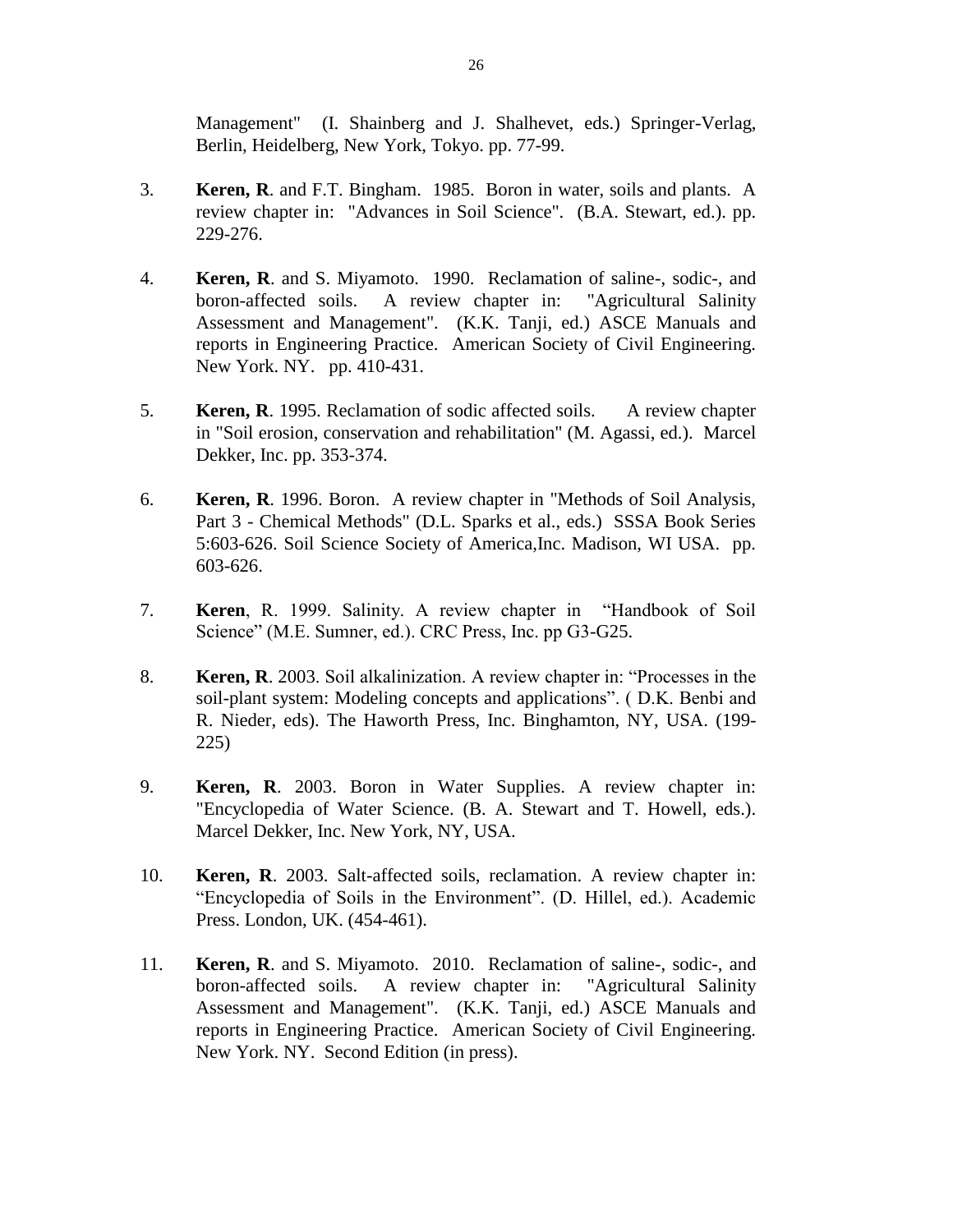Management" (I. Shainberg and J. Shalhevet, eds.) Springer-Verlag, Berlin, Heidelberg, New York, Tokyo. pp. 77-99.

3. **Keren, R**. and F.T. Bingham. 1985. Boron in water, soils and plants. A review chapter in: "Advances in Soil Science". (B.A. Stewart, ed.). pp. 229-276.

4. **Keren, R**. and S. Miyamoto. 1990. Reclamation of saline-, sodic-, and boron-affected soils. A review chapter in: "Agricultural Salinity Assessment and Management". (K.K. Tanji, ed.) ASCE Manuals and reports in Engineering Practice. American Society of Civil Engineering. New York. NY. pp. 410-431.

5. **Keren, R**. 1995. Reclamation of sodic affected soils. A review chapter in "Soil erosion, conservation and rehabilitation" (M. Agassi, ed.). Marcel Dekker, Inc. pp. 353-374.

6. **Keren, R**. 1996. Boron. A review chapter in "Methods of Soil Analysis, Part 3 - Chemical Methods" (D.L. Sparks et al., eds.) SSSA Book Series 5:603-626. Soil Science Society of America,Inc. Madison, WI USA. pp. 603-626.

7. **Keren**, R. 1999. Salinity. A review chapter in "Handbook of Soil Science" (M.E. Sumner, ed.). CRC Press, Inc. pp G3-G25.

8. **Keren, R**. 2003. Soil alkalinization. A review chapter in: "Processes in the soil-plant system: Modeling concepts and applications". ( D.K. Benbi and R. Nieder, eds). The Haworth Press, Inc. Binghamton, NY, USA. (199-225)

9. **Keren, R**. 2003. Boron in Water Supplies. A review chapter in: "Encyclopedia of Water Science. (B. A. Stewart and T. Howell, eds.). Marcel Dekker, Inc. New York, NY, USA.

10. **Keren, R**. 2003. Salt-affected soils, reclamation. A review chapter in: "Encyclopedia of Soils in the Environment". (D. Hillel, ed.). Academic Press. London, UK. (454-461).

11. **Keren, R**. and S. Miyamoto. 2010. Reclamation of saline-, sodic-, and boron-affected soils. A review chapter in: "Agricultural Salinity Assessment and Management". (K.K. Tanji, ed.) ASCE Manuals and reports in Engineering Practice. American Society of Civil Engineering. New York. NY. Second Edition (in press).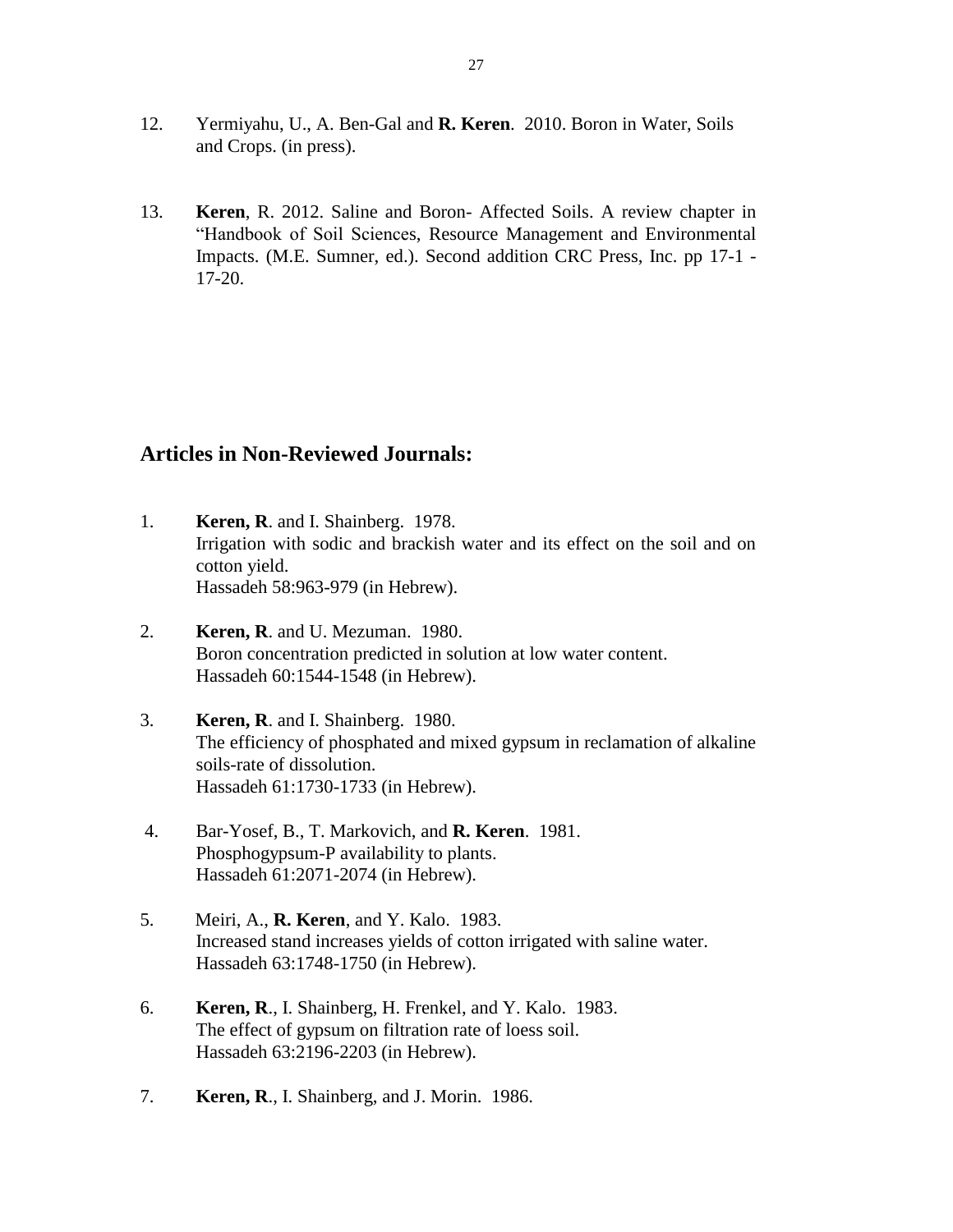12. Yermiyahu, U., A. Ben-Gal and **R. Keren**. 2010. Boron in Water, Soils and Crops. (in press).

13. **Keren**, R. 2012. Saline and Boron- Affected Soils. A review chapter in "Handbook of Soil Sciences, Resource Management and Environmental Impacts. (M.E. Sumner, ed.). Second addition CRC Press, Inc. pp 17-1 - 17-20.

## Articles in Non-Reviewed Journals:

1. **Keren, R**. and I. Shainberg. 1978.
   Irrigation with sodic and brackish water and its effect on the soil and on cotton yield.
   Hassadeh 58:963-979 (in Hebrew).

2. **Keren, R**. and U. Mezuman. 1980.
   Boron concentration predicted in solution at low water content.
   Hassadeh 60:1544-1548 (in Hebrew).

3. **Keren, R**. and I. Shainberg. 1980.
   The efficiency of phosphated and mixed gypsum in reclamation of alkaline soils-rate of dissolution.
   Hassadeh 61:1730-1733 (in Hebrew).

4. Bar-Yosef, B., T. Markovich, and **R. Keren**. 1981.
   Phosphogypsum-P availability to plants.
   Hassadeh 61:2071-2074 (in Hebrew).

5. Meiri, A., **R. Keren**, and Y. Kalo. 1983.
   Increased stand increases yields of cotton irrigated with saline water.
   Hassadeh 63:1748-1750 (in Hebrew).

6. **Keren, R**., I. Shainberg, H. Frenkel, and Y. Kalo. 1983.
   The effect of gypsum on filtration rate of loess soil.
   Hassadeh 63:2196-2203 (in Hebrew).

7. **Keren, R**., I. Shainberg, and J. Morin. 1986.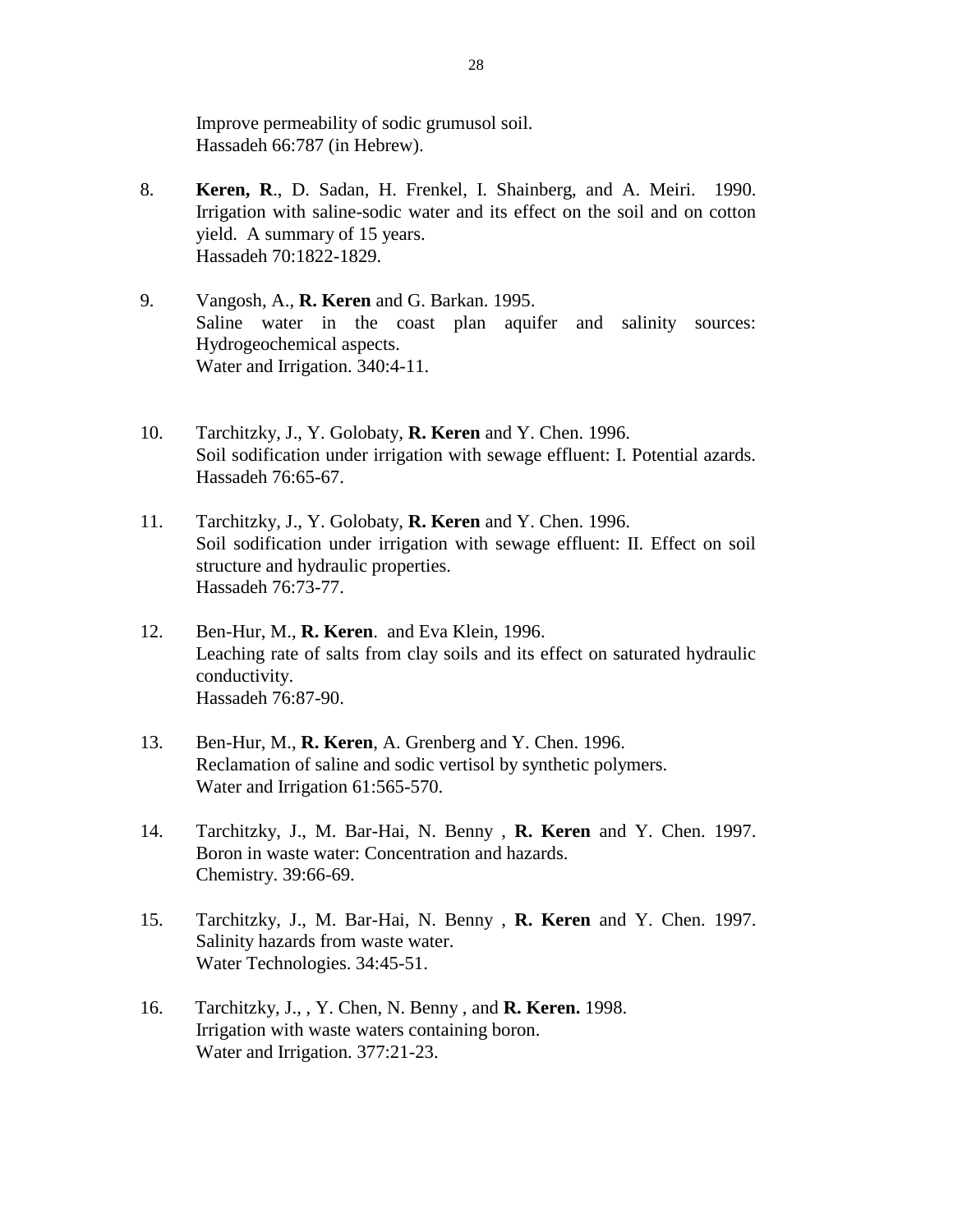Improve permeability of sodic grumusol soil.
Hassadeh 66:787 (in Hebrew).

8. **Keren, R**., D. Sadan, H. Frenkel, I. Shainberg, and A. Meiri. 1990.
Irrigation with saline-sodic water and its effect on the soil and on cotton yield. A summary of 15 years.
Hassadeh 70:1822-1829.

9. Vangosh, A., **R. Keren** and G. Barkan. 1995.
Saline water in the coast plan aquifer and salinity sources: Hydrogeochemical aspects.
Water and Irrigation. 340:4-11.

10. Tarchitzky, J., Y. Golobaty, **R. Keren** and Y. Chen. 1996.
Soil sodification under irrigation with sewage effluent: I. Potential azards.
Hassadeh 76:65-67.

11. Tarchitzky, J., Y. Golobaty, **R. Keren** and Y. Chen. 1996.
Soil sodification under irrigation with sewage effluent: II. Effect on soil structure and hydraulic properties.
Hassadeh 76:73-77.

12. Ben-Hur, M., **R. Keren**. and Eva Klein, 1996.
Leaching rate of salts from clay soils and its effect on saturated hydraulic conductivity.
Hassadeh 76:87-90.

13. Ben-Hur, M., **R. Keren**, A. Grenberg and Y. Chen. 1996.
Reclamation of saline and sodic vertisol by synthetic polymers.
Water and Irrigation 61:565-570.

14. Tarchitzky, J., M. Bar-Hai, N. Benny , **R. Keren** and Y. Chen. 1997.
Boron in waste water: Concentration and hazards.
Chemistry. 39:66-69.

15. Tarchitzky, J., M. Bar-Hai, N. Benny , **R. Keren** and Y. Chen. 1997.
Salinity hazards from waste water.
Water Technologies. 34:45-51.

16. Tarchitzky, J., , Y. Chen, N. Benny , and **R. Keren.** 1998.
Irrigation with waste waters containing boron.
Water and Irrigation. 377:21-23.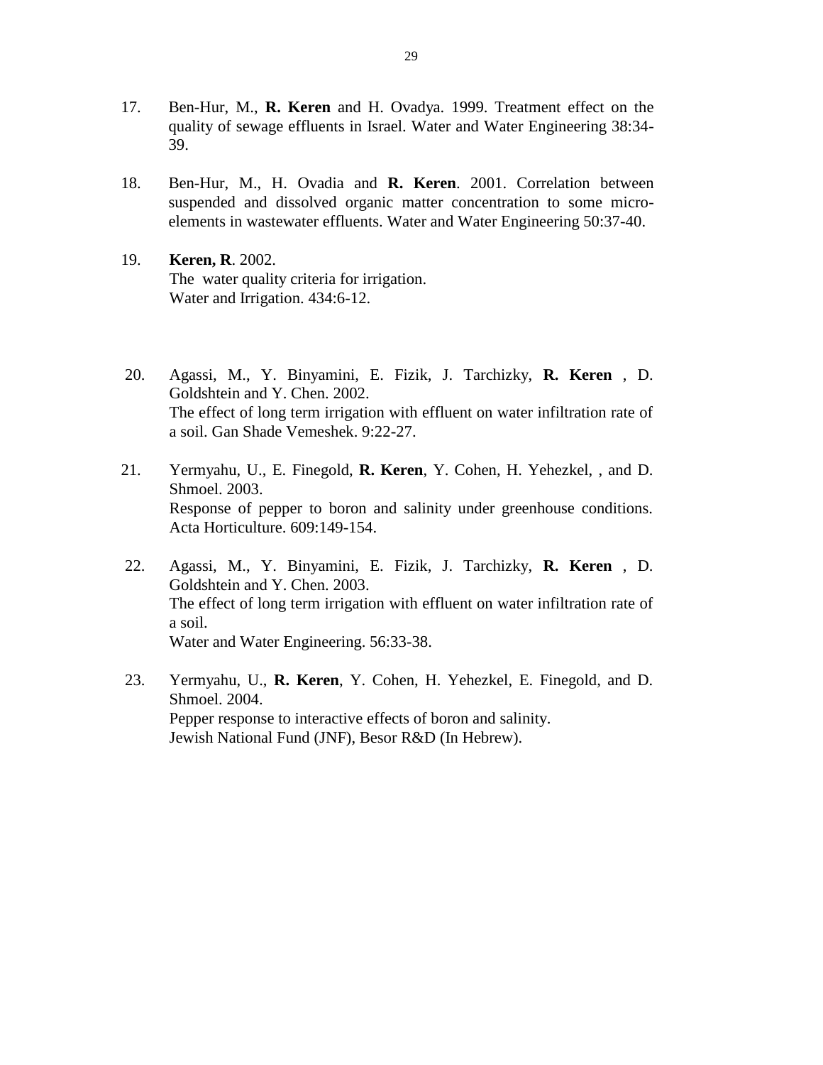17. Ben-Hur, M., **R. Keren** and H. Ovadya. 1999. Treatment effect on the quality of sewage effluents in Israel. Water and Water Engineering 38:34-39.

18. Ben-Hur, M., H. Ovadia and **R. Keren**. 2001. Correlation between suspended and dissolved organic matter concentration to some micro-elements in wastewater effluents. Water and Water Engineering 50:37-40.

19. **Keren, R**. 2002.
    The water quality criteria for irrigation.
    Water and Irrigation. 434:6-12.

20. Agassi, M., Y. Binyamini, E. Fizik, J. Tarchizky, **R. Keren** , D. Goldshtein and Y. Chen. 2002.
    The effect of long term irrigation with effluent on water infiltration rate of a soil. Gan Shade Vemeshek. 9:22-27.

21. Yermyahu, U., E. Finegold, **R. Keren**, Y. Cohen, H. Yehezkel, , and D. Shmoel. 2003.
    Response of pepper to boron and salinity under greenhouse conditions. Acta Horticulture. 609:149-154.

22. Agassi, M., Y. Binyamini, E. Fizik, J. Tarchizky, **R. Keren** , D. Goldshtein and Y. Chen. 2003.
    The effect of long term irrigation with effluent on water infiltration rate of a soil.
    Water and Water Engineering. 56:33-38.

23. Yermyahu, U., **R. Keren**, Y. Cohen, H. Yehezkel, E. Finegold, and D. Shmoel. 2004.
    Pepper response to interactive effects of boron and salinity.
    Jewish National Fund (JNF), Besor R&D (In Hebrew).